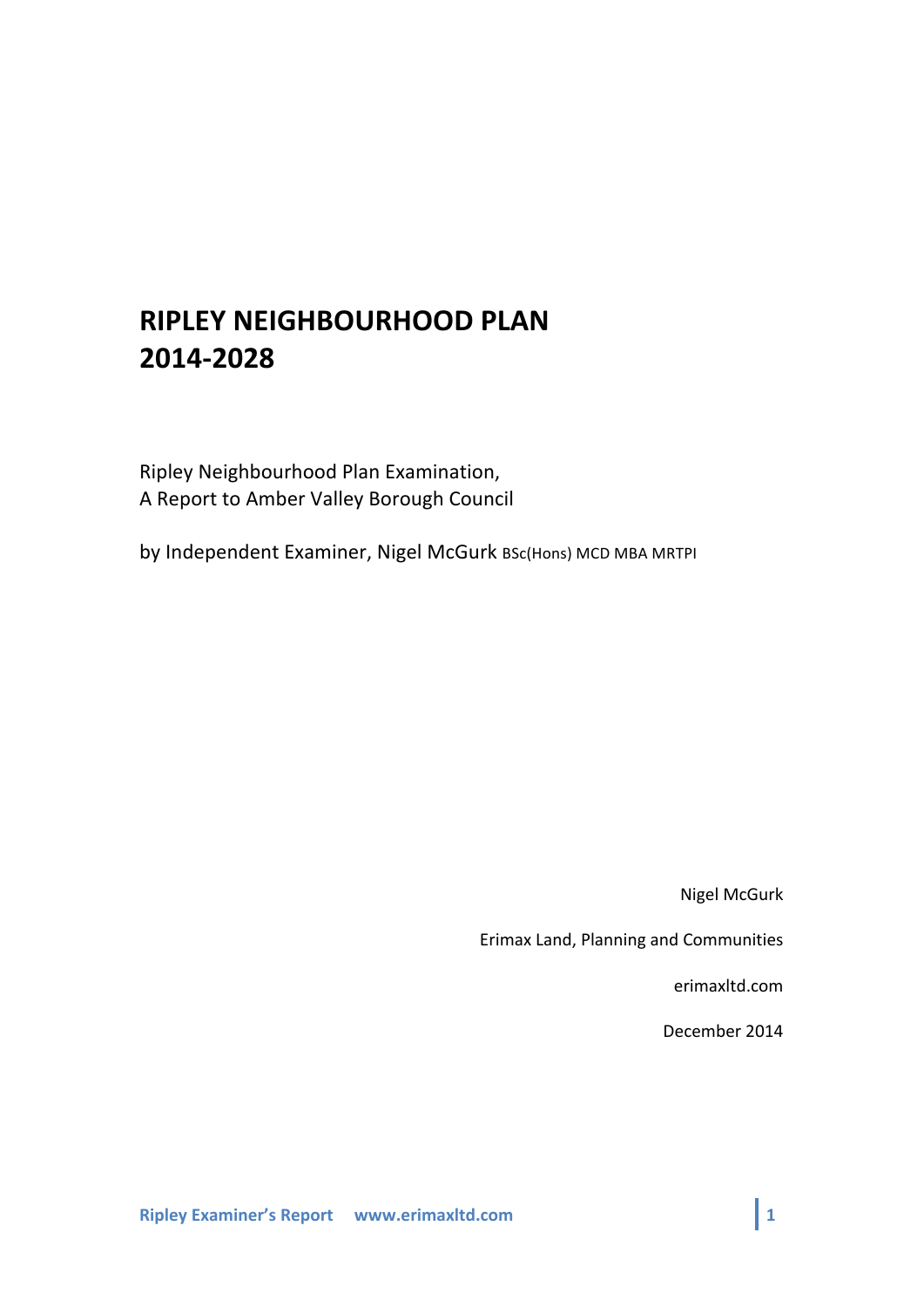# RIPLEY NEIGHBOURHOOD PLAN 2014-2028

Ripley Neighbourhood Plan Examination,
A Report to Amber Valley Borough Council

by Independent Examiner, Nigel McGurk BSc(Hons) MCD MBA MRTPI

Nigel McGurk

Erimax Land, Planning and Communities

erimaxltd.com

December 2014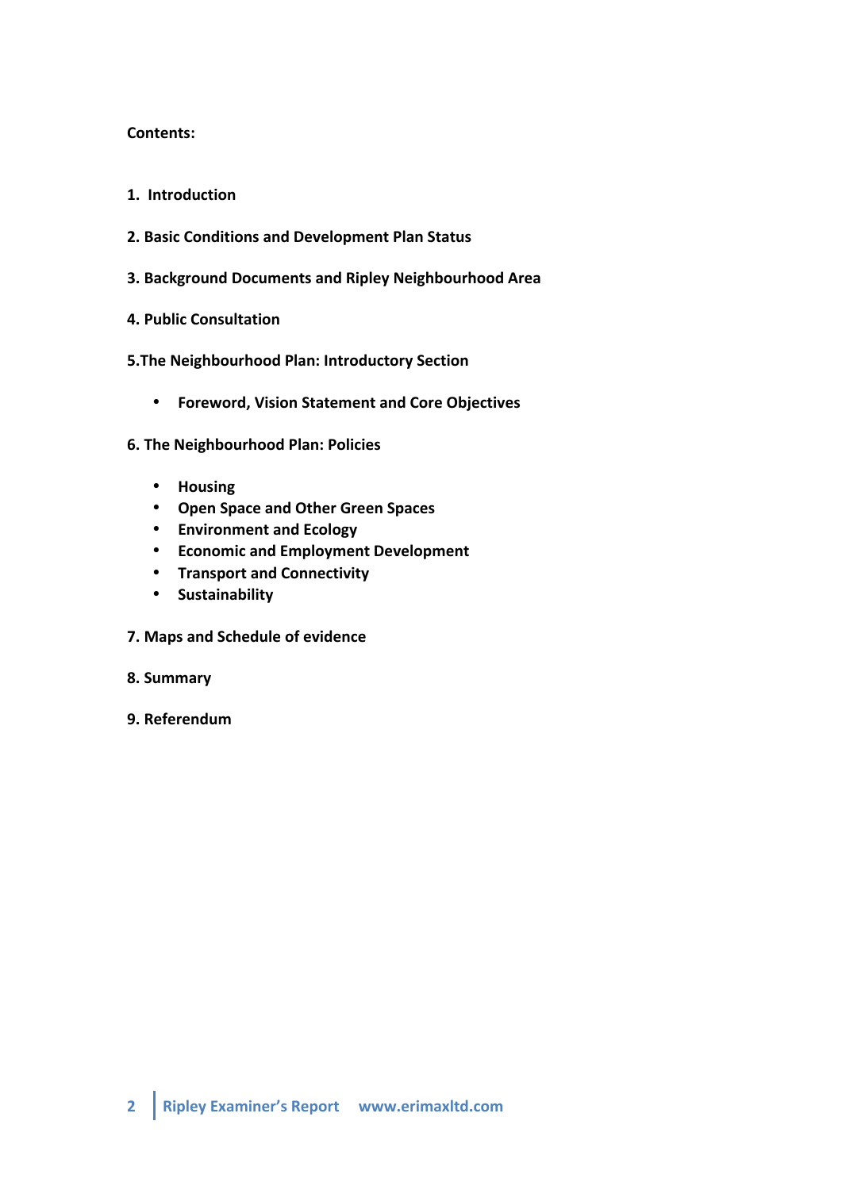**Contents:**

1. **Introduction**

2. **Basic Conditions and Development Plan Status**

3. **Background Documents and Ripley Neighbourhood Area**

4. **Public Consultation**

5. **The Neighbourhood Plan: Introductory Section**

   - **Foreword, Vision Statement and Core Objectives**

6. **The Neighbourhood Plan: Policies**

   - **Housing**
   - **Open Space and Other Green Spaces**
   - **Environment and Ecology**
   - **Economic and Employment Development**
   - **Transport and Connectivity**
   - **Sustainability**

7. **Maps and Schedule of evidence**

8. **Summary**

9. **Referendum**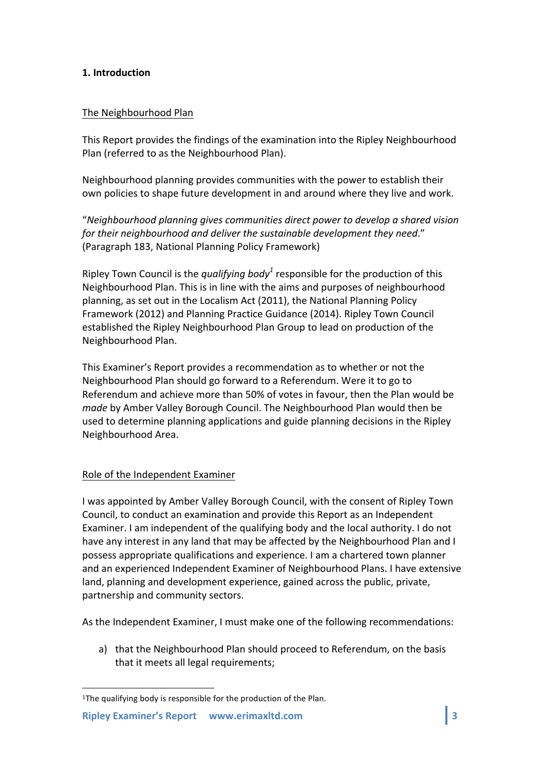## 1. Introduction

### The Neighbourhood Plan

This Report provides the findings of the examination into the Ripley Neighbourhood Plan (referred to as the Neighbourhood Plan).

Neighbourhood planning provides communities with the power to establish their own policies to shape future development in and around where they live and work.

"*Neighbourhood planning gives communities direct power to develop a shared vision for their neighbourhood and deliver the sustainable development they need.*" (Paragraph 183, National Planning Policy Framework)

Ripley Town Council is the *qualifying body*[1] responsible for the production of this Neighbourhood Plan. This is in line with the aims and purposes of neighbourhood planning, as set out in the Localism Act (2011), the National Planning Policy Framework (2012) and Planning Practice Guidance (2014). Ripley Town Council established the Ripley Neighbourhood Plan Group to lead on production of the Neighbourhood Plan.

This Examiner's Report provides a recommendation as to whether or not the Neighbourhood Plan should go forward to a Referendum. Were it to go to Referendum and achieve more than 50% of votes in favour, then the Plan would be *made* by Amber Valley Borough Council. The Neighbourhood Plan would then be used to determine planning applications and guide planning decisions in the Ripley Neighbourhood Area.

### Role of the Independent Examiner

I was appointed by Amber Valley Borough Council, with the consent of Ripley Town Council, to conduct an examination and provide this Report as an Independent Examiner. I am independent of the qualifying body and the local authority. I do not have any interest in any land that may be affected by the Neighbourhood Plan and I possess appropriate qualifications and experience. I am a chartered town planner and an experienced Independent Examiner of Neighbourhood Plans. I have extensive land, planning and development experience, gained across the public, private, partnership and community sectors.

As the Independent Examiner, I must make one of the following recommendations:

a) that the Neighbourhood Plan should proceed to Referendum, on the basis that it meets all legal requirements;

[1] The qualifying body is responsible for the production of the Plan.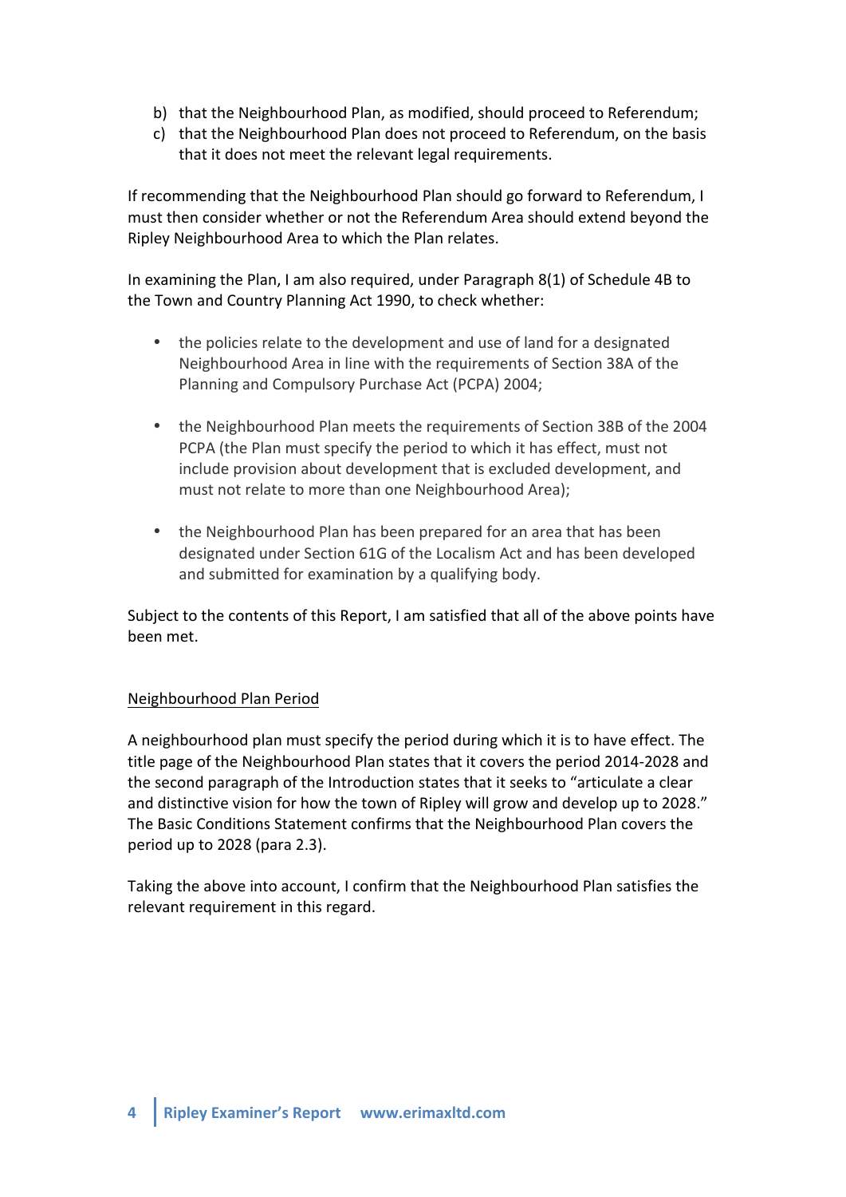b) that the Neighbourhood Plan, as modified, should proceed to Referendum;
c) that the Neighbourhood Plan does not proceed to Referendum, on the basis that it does not meet the relevant legal requirements.

If recommending that the Neighbourhood Plan should go forward to Referendum, I must then consider whether or not the Referendum Area should extend beyond the Ripley Neighbourhood Area to which the Plan relates.

In examining the Plan, I am also required, under Paragraph 8(1) of Schedule 4B to the Town and Country Planning Act 1990, to check whether:

- the policies relate to the development and use of land for a designated Neighbourhood Area in line with the requirements of Section 38A of the Planning and Compulsory Purchase Act (PCPA) 2004;

- the Neighbourhood Plan meets the requirements of Section 38B of the 2004 PCPA (the Plan must specify the period to which it has effect, must not include provision about development that is excluded development, and must not relate to more than one Neighbourhood Area);

- the Neighbourhood Plan has been prepared for an area that has been designated under Section 61G of the Localism Act and has been developed and submitted for examination by a qualifying body.

Subject to the contents of this Report, I am satisfied that all of the above points have been met.

<u>Neighbourhood Plan Period</u>

A neighbourhood plan must specify the period during which it is to have effect. The title page of the Neighbourhood Plan states that it covers the period 2014-2028 and the second paragraph of the Introduction states that it seeks to "articulate a clear and distinctive vision for how the town of Ripley will grow and develop up to 2028." The Basic Conditions Statement confirms that the Neighbourhood Plan covers the period up to 2028 (para 2.3).

Taking the above into account, I confirm that the Neighbourhood Plan satisfies the relevant requirement in this regard.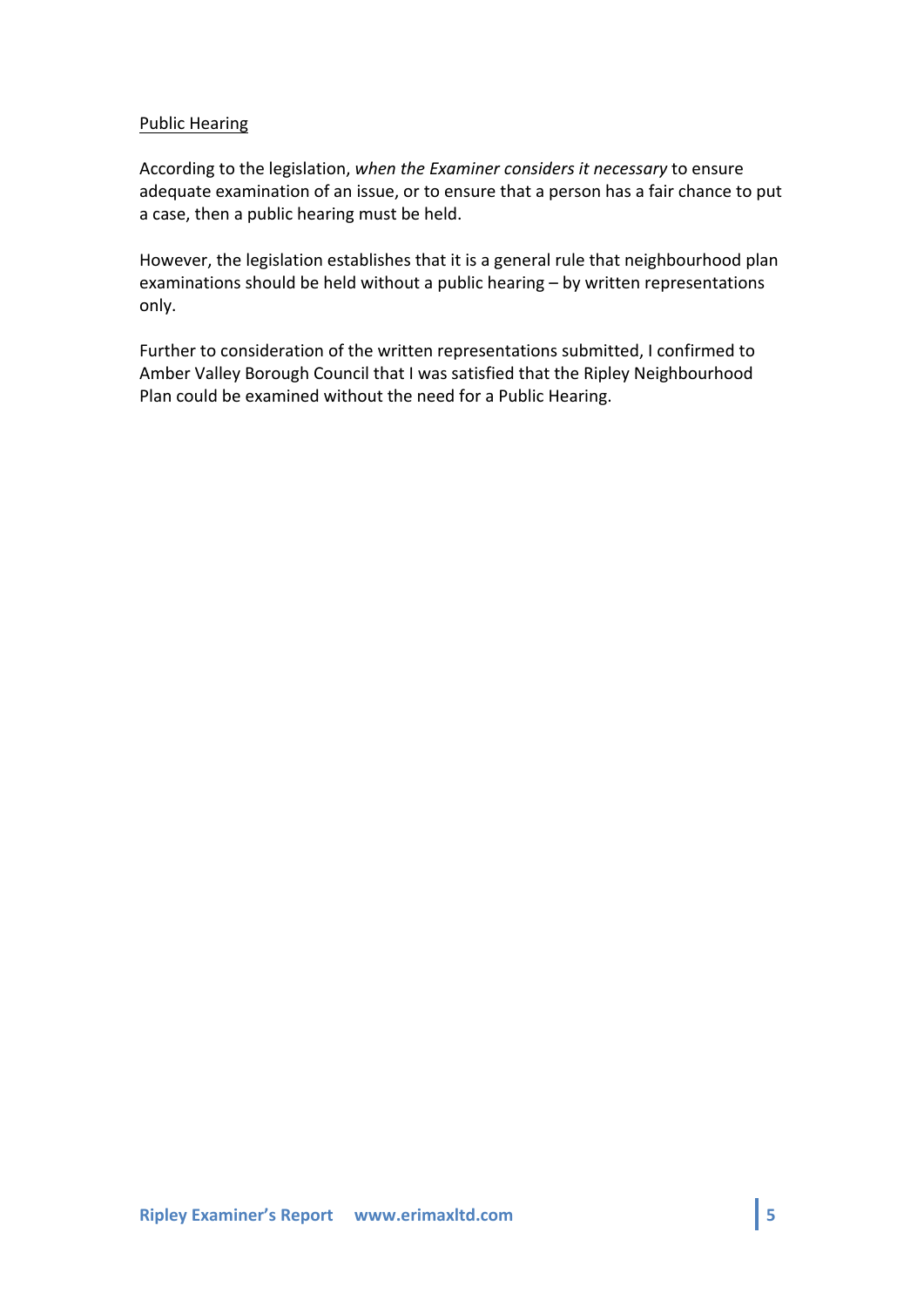Public Hearing

According to the legislation, *when the Examiner considers it necessary* to ensure adequate examination of an issue, or to ensure that a person has a fair chance to put a case, then a public hearing must be held.

However, the legislation establishes that it is a general rule that neighbourhood plan examinations should be held without a public hearing – by written representations only.

Further to consideration of the written representations submitted, I confirmed to Amber Valley Borough Council that I was satisfied that the Ripley Neighbourhood Plan could be examined without the need for a Public Hearing.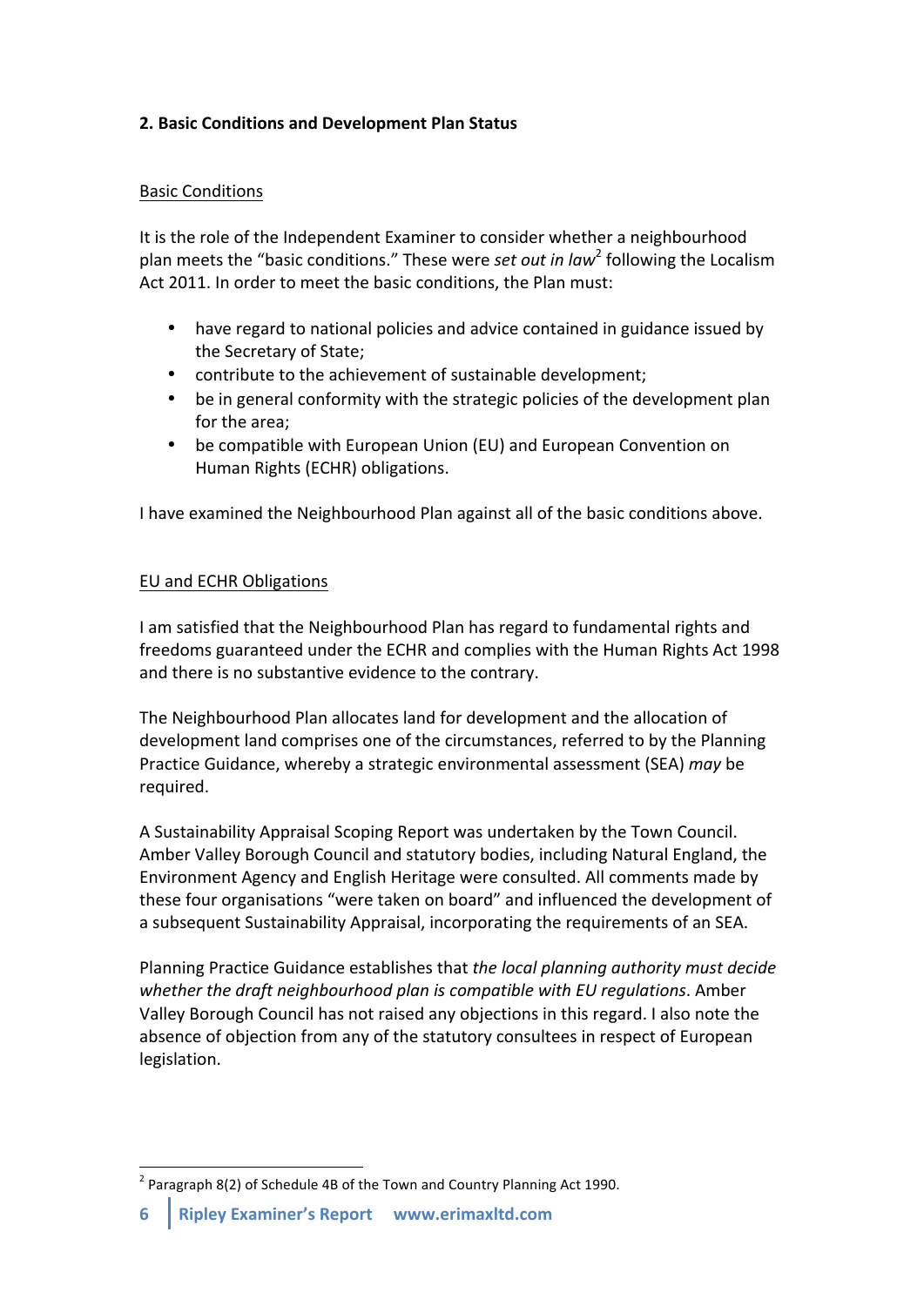## 2. Basic Conditions and Development Plan Status

Basic Conditions

It is the role of the Independent Examiner to consider whether a neighbourhood plan meets the "basic conditions." These were *set out in law*[2] following the Localism Act 2011. In order to meet the basic conditions, the Plan must:

- have regard to national policies and advice contained in guidance issued by the Secretary of State;
- contribute to the achievement of sustainable development;
- be in general conformity with the strategic policies of the development plan for the area;
- be compatible with European Union (EU) and European Convention on Human Rights (ECHR) obligations.

I have examined the Neighbourhood Plan against all of the basic conditions above.

EU and ECHR Obligations

I am satisfied that the Neighbourhood Plan has regard to fundamental rights and freedoms guaranteed under the ECHR and complies with the Human Rights Act 1998 and there is no substantive evidence to the contrary.

The Neighbourhood Plan allocates land for development and the allocation of development land comprises one of the circumstances, referred to by the Planning Practice Guidance, whereby a strategic environmental assessment (SEA) *may* be required.

A Sustainability Appraisal Scoping Report was undertaken by the Town Council. Amber Valley Borough Council and statutory bodies, including Natural England, the Environment Agency and English Heritage were consulted. All comments made by these four organisations "were taken on board" and influenced the development of a subsequent Sustainability Appraisal, incorporating the requirements of an SEA.

Planning Practice Guidance establishes that *the local planning authority must decide whether the draft neighbourhood plan is compatible with EU regulations*. Amber Valley Borough Council has not raised any objections in this regard. I also note the absence of objection from any of the statutory consultees in respect of European legislation.

---

[2] Paragraph 8(2) of Schedule 4B of the Town and Country Planning Act 1990.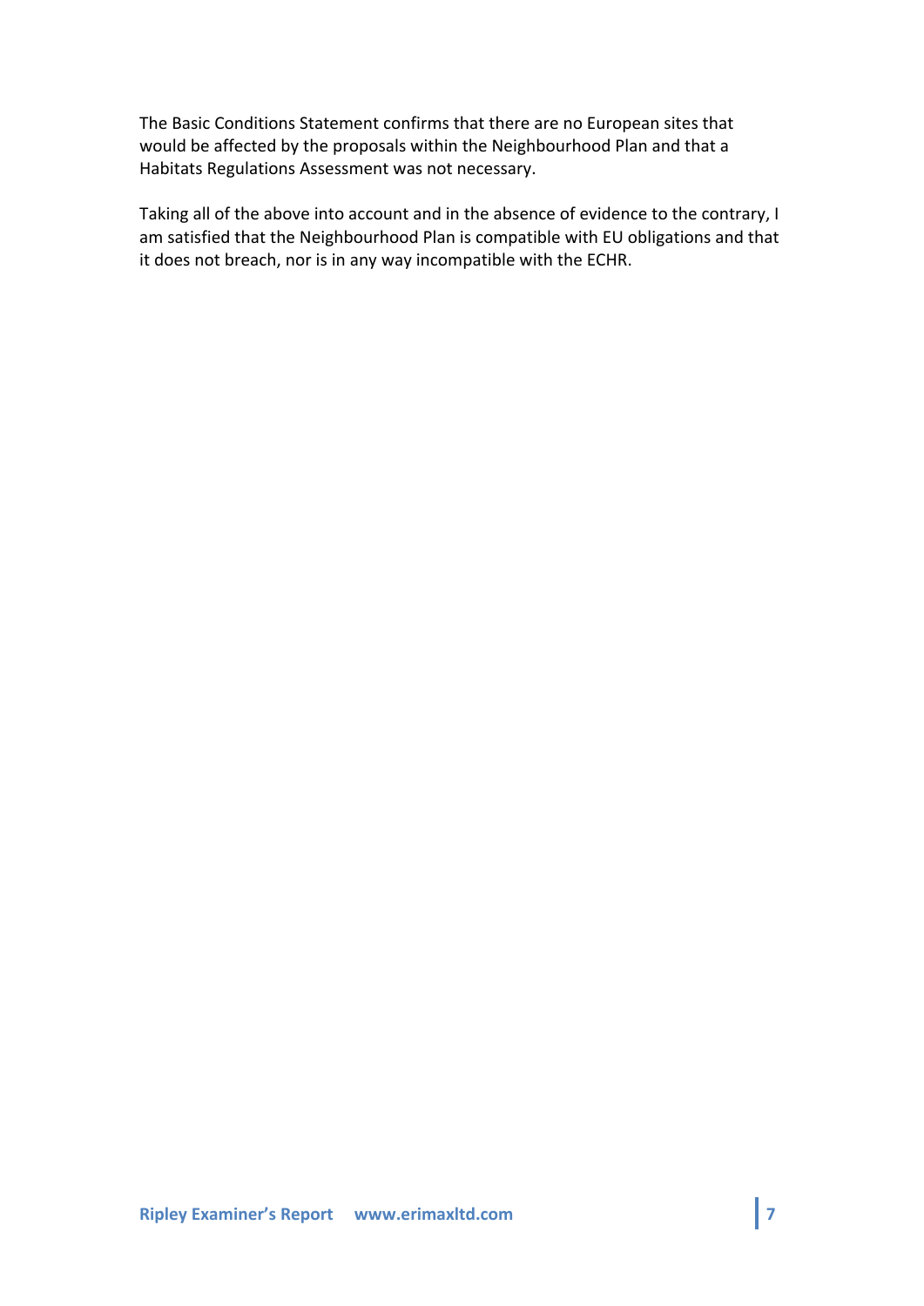The Basic Conditions Statement confirms that there are no European sites that would be affected by the proposals within the Neighbourhood Plan and that a Habitats Regulations Assessment was not necessary.

Taking all of the above into account and in the absence of evidence to the contrary, I am satisfied that the Neighbourhood Plan is compatible with EU obligations and that it does not breach, nor is in any way incompatible with the ECHR.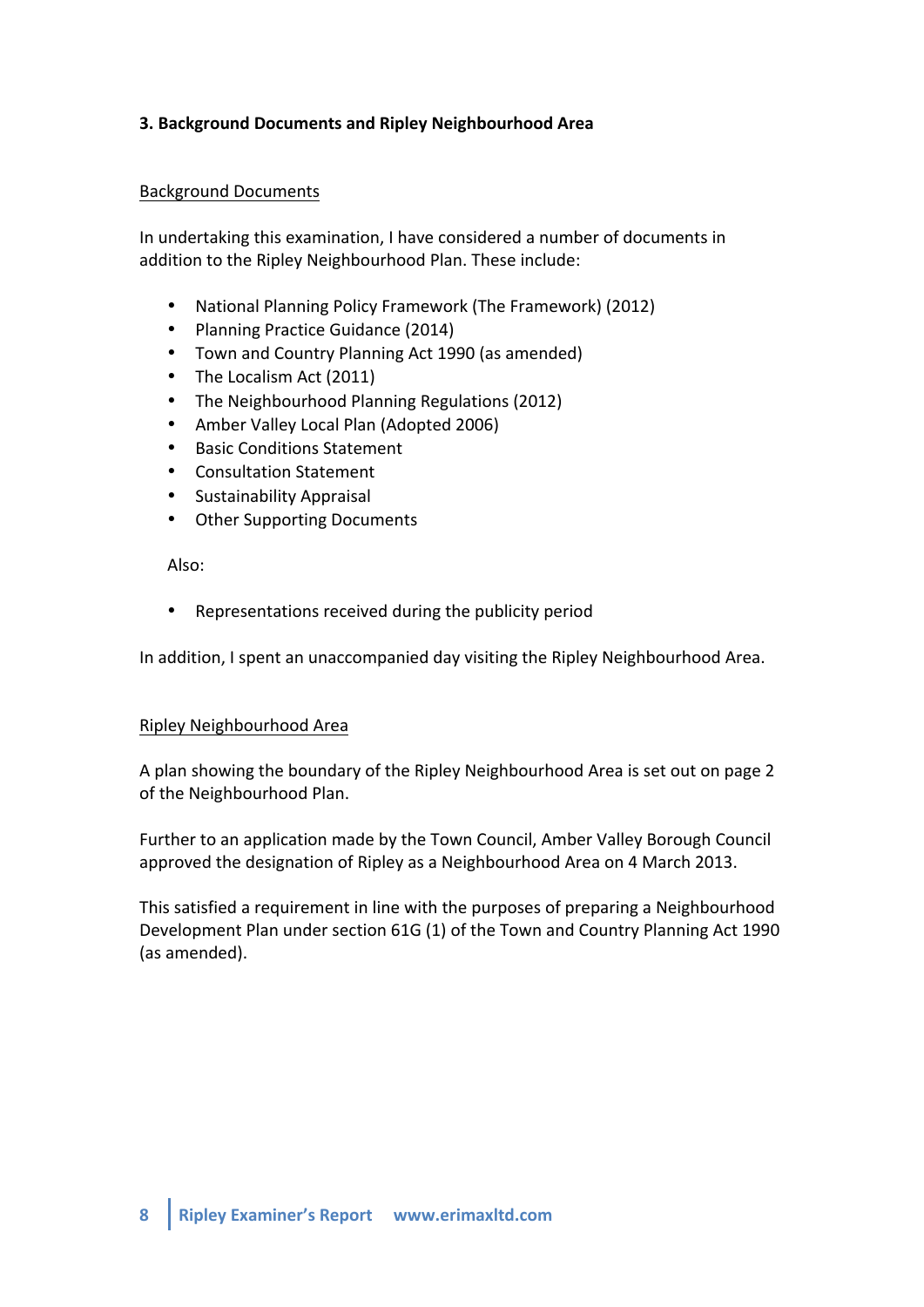## 3. Background Documents and Ripley Neighbourhood Area

### Background Documents

In undertaking this examination, I have considered a number of documents in addition to the Ripley Neighbourhood Plan. These include:

- National Planning Policy Framework (The Framework) (2012)
- Planning Practice Guidance (2014)
- Town and Country Planning Act 1990 (as amended)
- The Localism Act (2011)
- The Neighbourhood Planning Regulations (2012)
- Amber Valley Local Plan (Adopted 2006)
- Basic Conditions Statement
- Consultation Statement
- Sustainability Appraisal
- Other Supporting Documents

Also:

- Representations received during the publicity period

In addition, I spent an unaccompanied day visiting the Ripley Neighbourhood Area.

### Ripley Neighbourhood Area

A plan showing the boundary of the Ripley Neighbourhood Area is set out on page 2 of the Neighbourhood Plan.

Further to an application made by the Town Council, Amber Valley Borough Council approved the designation of Ripley as a Neighbourhood Area on 4 March 2013.

This satisfied a requirement in line with the purposes of preparing a Neighbourhood Development Plan under section 61G (1) of the Town and Country Planning Act 1990 (as amended).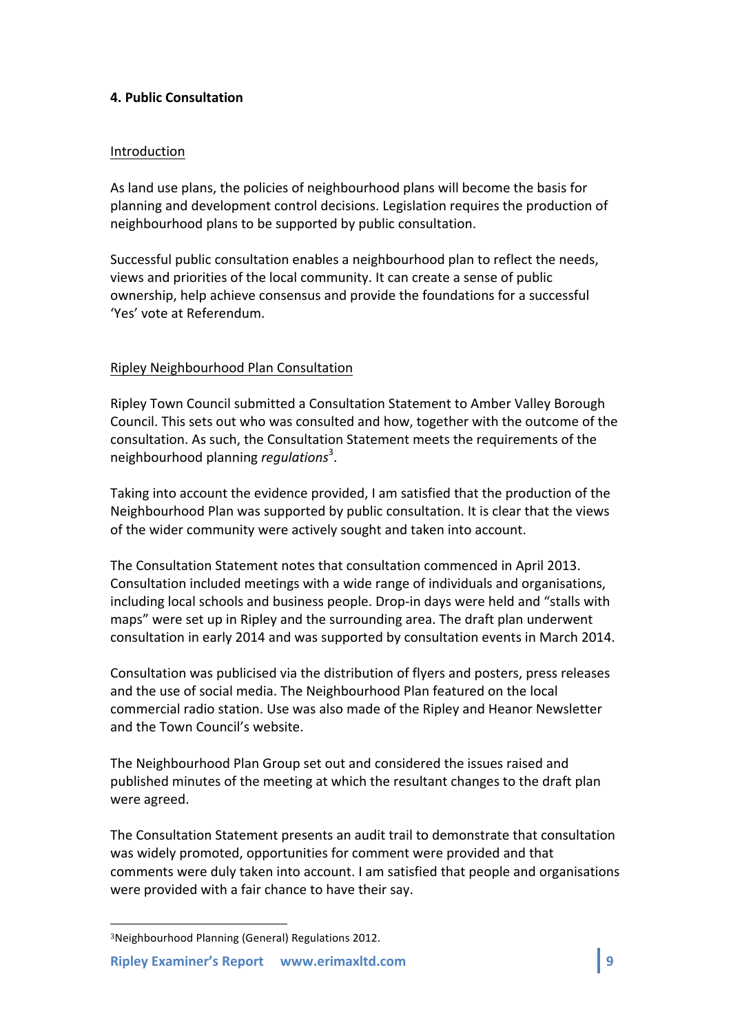**4. Public Consultation**

Introduction

As land use plans, the policies of neighbourhood plans will become the basis for planning and development control decisions. Legislation requires the production of neighbourhood plans to be supported by public consultation.

Successful public consultation enables a neighbourhood plan to reflect the needs, views and priorities of the local community. It can create a sense of public ownership, help achieve consensus and provide the foundations for a successful 'Yes' vote at Referendum.

Ripley Neighbourhood Plan Consultation

Ripley Town Council submitted a Consultation Statement to Amber Valley Borough Council. This sets out who was consulted and how, together with the outcome of the consultation. As such, the Consultation Statement meets the requirements of the neighbourhood planning *regulations*[3].

Taking into account the evidence provided, I am satisfied that the production of the Neighbourhood Plan was supported by public consultation. It is clear that the views of the wider community were actively sought and taken into account.

The Consultation Statement notes that consultation commenced in April 2013. Consultation included meetings with a wide range of individuals and organisations, including local schools and business people. Drop-in days were held and "stalls with maps" were set up in Ripley and the surrounding area. The draft plan underwent consultation in early 2014 and was supported by consultation events in March 2014.

Consultation was publicised via the distribution of flyers and posters, press releases and the use of social media. The Neighbourhood Plan featured on the local commercial radio station. Use was also made of the Ripley and Heanor Newsletter and the Town Council's website.

The Neighbourhood Plan Group set out and considered the issues raised and published minutes of the meeting at which the resultant changes to the draft plan were agreed.

The Consultation Statement presents an audit trail to demonstrate that consultation was widely promoted, opportunities for comment were provided and that comments were duly taken into account. I am satisfied that people and organisations were provided with a fair chance to have their say.

---

[3] Neighbourhood Planning (General) Regulations 2012.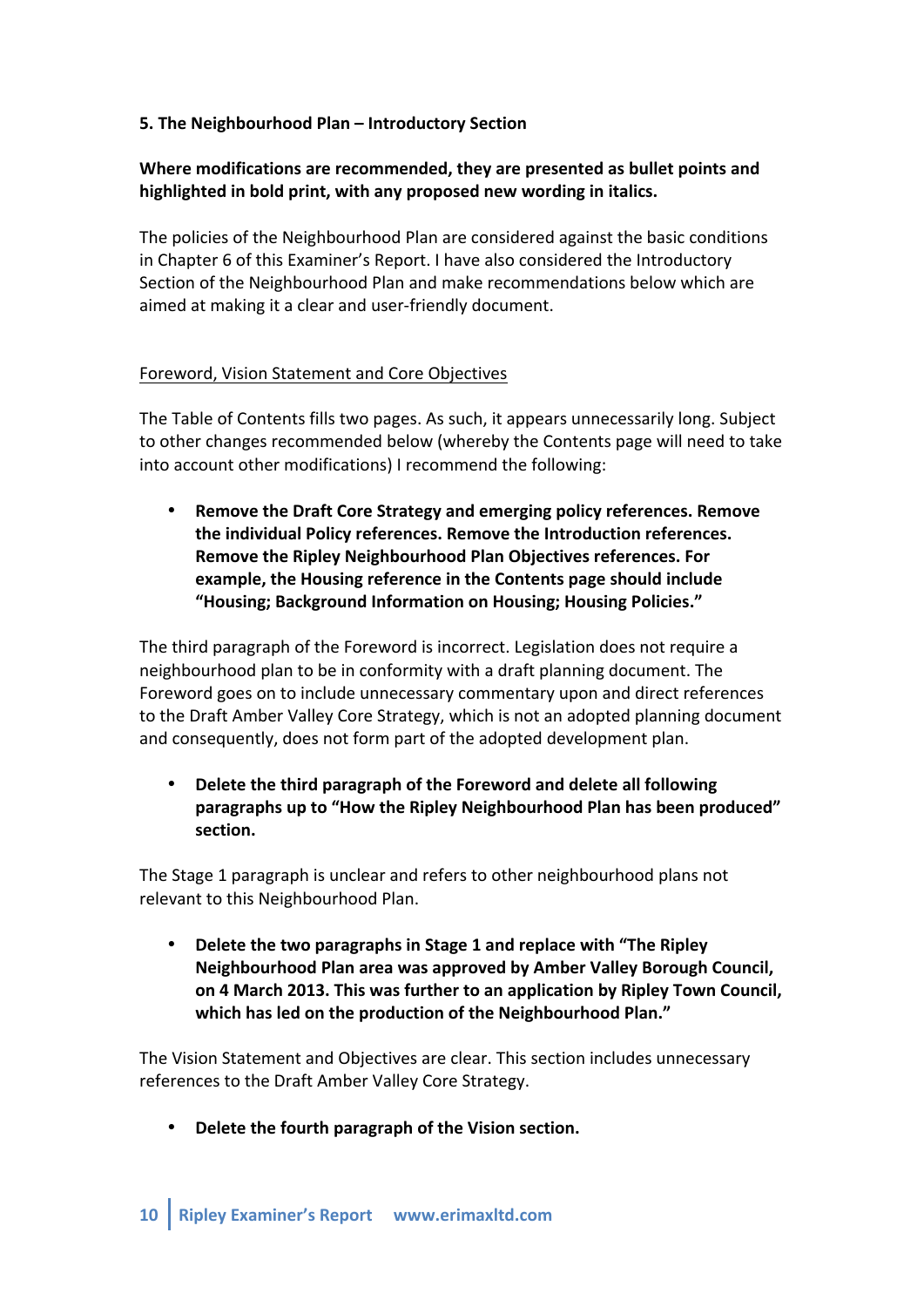## 5. The Neighbourhood Plan – Introductory Section

**Where modifications are recommended, they are presented as bullet points and highlighted in bold print, with any proposed new wording in italics.**

The policies of the Neighbourhood Plan are considered against the basic conditions in Chapter 6 of this Examiner's Report. I have also considered the Introductory Section of the Neighbourhood Plan and make recommendations below which are aimed at making it a clear and user-friendly document.

### Foreword, Vision Statement and Core Objectives

The Table of Contents fills two pages. As such, it appears unnecessarily long. Subject to other changes recommended below (whereby the Contents page will need to take into account other modifications) I recommend the following:

- **Remove the Draft Core Strategy and emerging policy references. Remove the individual Policy references. Remove the Introduction references. Remove the Ripley Neighbourhood Plan Objectives references. For example, the Housing reference in the Contents page should include "Housing; Background Information on Housing; Housing Policies."**

The third paragraph of the Foreword is incorrect. Legislation does not require a neighbourhood plan to be in conformity with a draft planning document. The Foreword goes on to include unnecessary commentary upon and direct references to the Draft Amber Valley Core Strategy, which is not an adopted planning document and consequently, does not form part of the adopted development plan.

- **Delete the third paragraph of the Foreword and delete all following paragraphs up to "How the Ripley Neighbourhood Plan has been produced" section.**

The Stage 1 paragraph is unclear and refers to other neighbourhood plans not relevant to this Neighbourhood Plan.

- **Delete the two paragraphs in Stage 1 and replace with "The Ripley Neighbourhood Plan area was approved by Amber Valley Borough Council, on 4 March 2013. This was further to an application by Ripley Town Council, which has led on the production of the Neighbourhood Plan."**

The Vision Statement and Objectives are clear. This section includes unnecessary references to the Draft Amber Valley Core Strategy.

- **Delete the fourth paragraph of the Vision section.**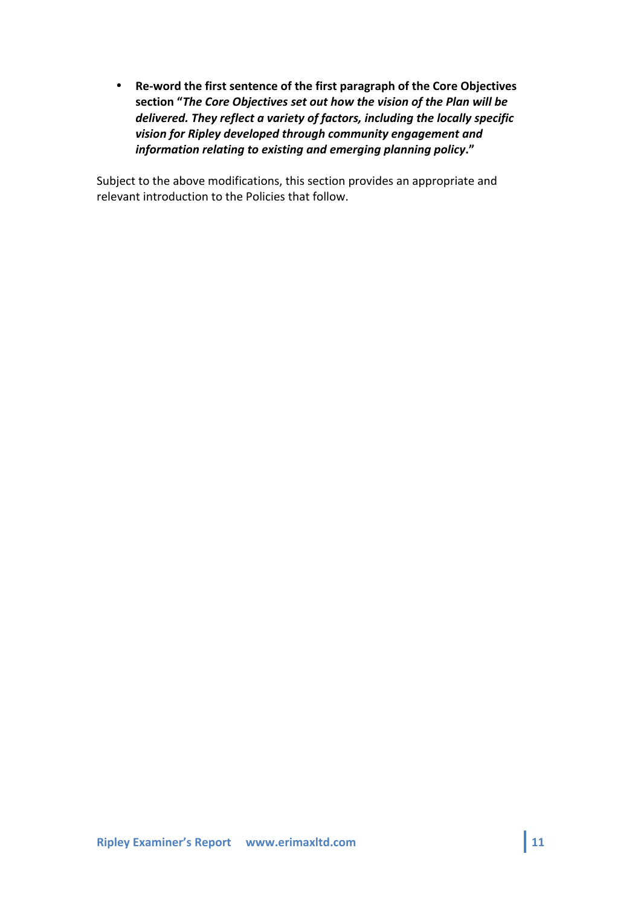- **Re-word the first sentence of the first paragraph of the Core Objectives section "*The Core Objectives set out how the vision of the Plan will be delivered. They reflect a variety of factors, including the locally specific vision for Ripley developed through community engagement and information relating to existing and emerging planning policy*."**

Subject to the above modifications, this section provides an appropriate and relevant introduction to the Policies that follow.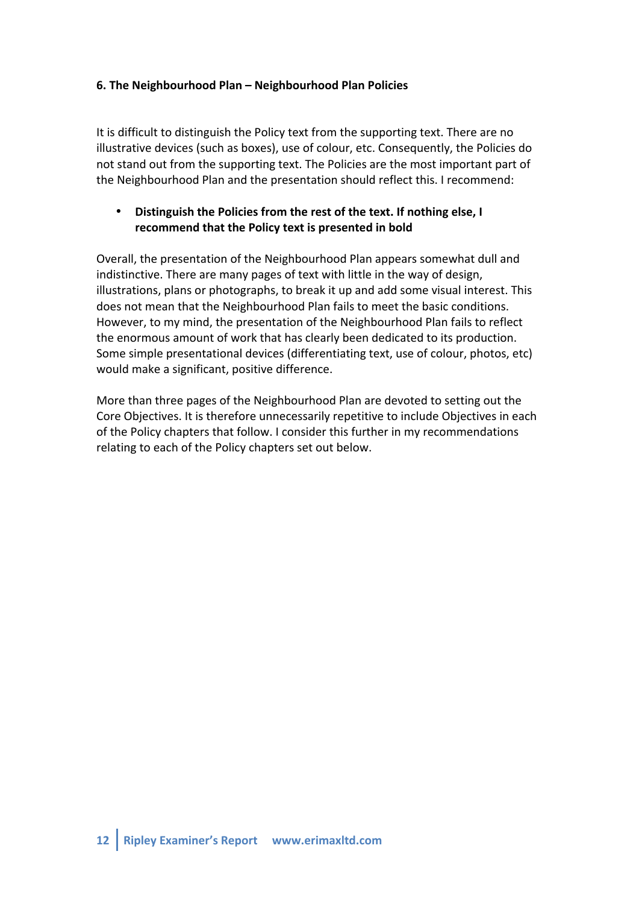## 6. The Neighbourhood Plan – Neighbourhood Plan Policies

It is difficult to distinguish the Policy text from the supporting text. There are no illustrative devices (such as boxes), use of colour, etc. Consequently, the Policies do not stand out from the supporting text. The Policies are the most important part of the Neighbourhood Plan and the presentation should reflect this. I recommend:

- **Distinguish the Policies from the rest of the text. If nothing else, I recommend that the Policy text is presented in bold**

Overall, the presentation of the Neighbourhood Plan appears somewhat dull and indistinctive. There are many pages of text with little in the way of design, illustrations, plans or photographs, to break it up and add some visual interest. This does not mean that the Neighbourhood Plan fails to meet the basic conditions. However, to my mind, the presentation of the Neighbourhood Plan fails to reflect the enormous amount of work that has clearly been dedicated to its production. Some simple presentational devices (differentiating text, use of colour, photos, etc) would make a significant, positive difference.

More than three pages of the Neighbourhood Plan are devoted to setting out the Core Objectives. It is therefore unnecessarily repetitive to include Objectives in each of the Policy chapters that follow. I consider this further in my recommendations relating to each of the Policy chapters set out below.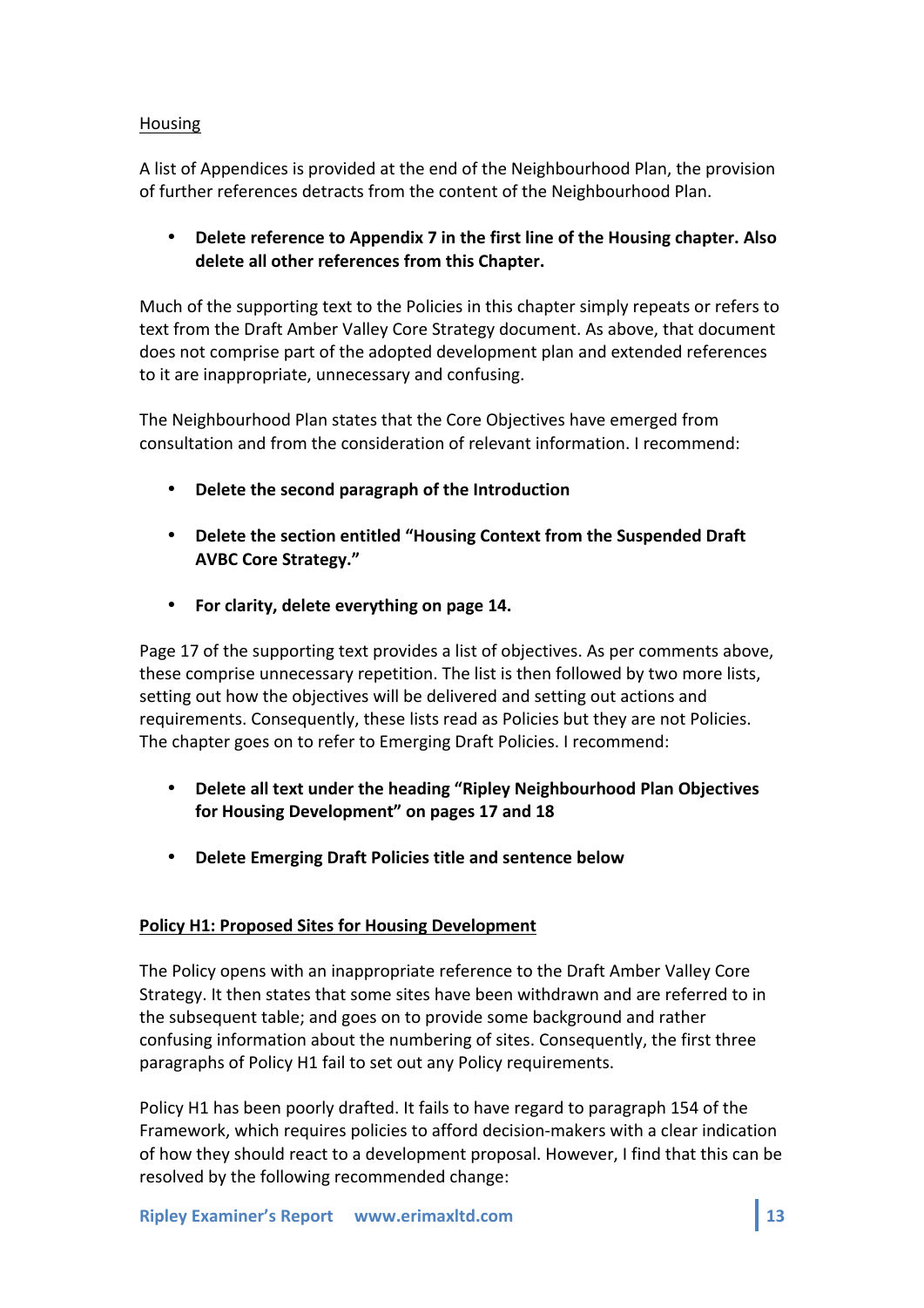Housing

A list of Appendices is provided at the end of the Neighbourhood Plan, the provision of further references detracts from the content of the Neighbourhood Plan.

- **Delete reference to Appendix 7 in the first line of the Housing chapter. Also delete all other references from this Chapter.**

Much of the supporting text to the Policies in this chapter simply repeats or refers to text from the Draft Amber Valley Core Strategy document. As above, that document does not comprise part of the adopted development plan and extended references to it are inappropriate, unnecessary and confusing.

The Neighbourhood Plan states that the Core Objectives have emerged from consultation and from the consideration of relevant information. I recommend:

- **Delete the second paragraph of the Introduction**

- **Delete the section entitled "Housing Context from the Suspended Draft AVBC Core Strategy."**

- **For clarity, delete everything on page 14.**

Page 17 of the supporting text provides a list of objectives. As per comments above, these comprise unnecessary repetition. The list is then followed by two more lists, setting out how the objectives will be delivered and setting out actions and requirements. Consequently, these lists read as Policies but they are not Policies. The chapter goes on to refer to Emerging Draft Policies. I recommend:

- **Delete all text under the heading "Ripley Neighbourhood Plan Objectives for Housing Development" on pages 17 and 18**

- **Delete Emerging Draft Policies title and sentence below**

**Policy H1: Proposed Sites for Housing Development**

The Policy opens with an inappropriate reference to the Draft Amber Valley Core Strategy. It then states that some sites have been withdrawn and are referred to in the subsequent table; and goes on to provide some background and rather confusing information about the numbering of sites. Consequently, the first three paragraphs of Policy H1 fail to set out any Policy requirements.

Policy H1 has been poorly drafted. It fails to have regard to paragraph 154 of the Framework, which requires policies to afford decision-makers with a clear indication of how they should react to a development proposal. However, I find that this can be resolved by the following recommended change: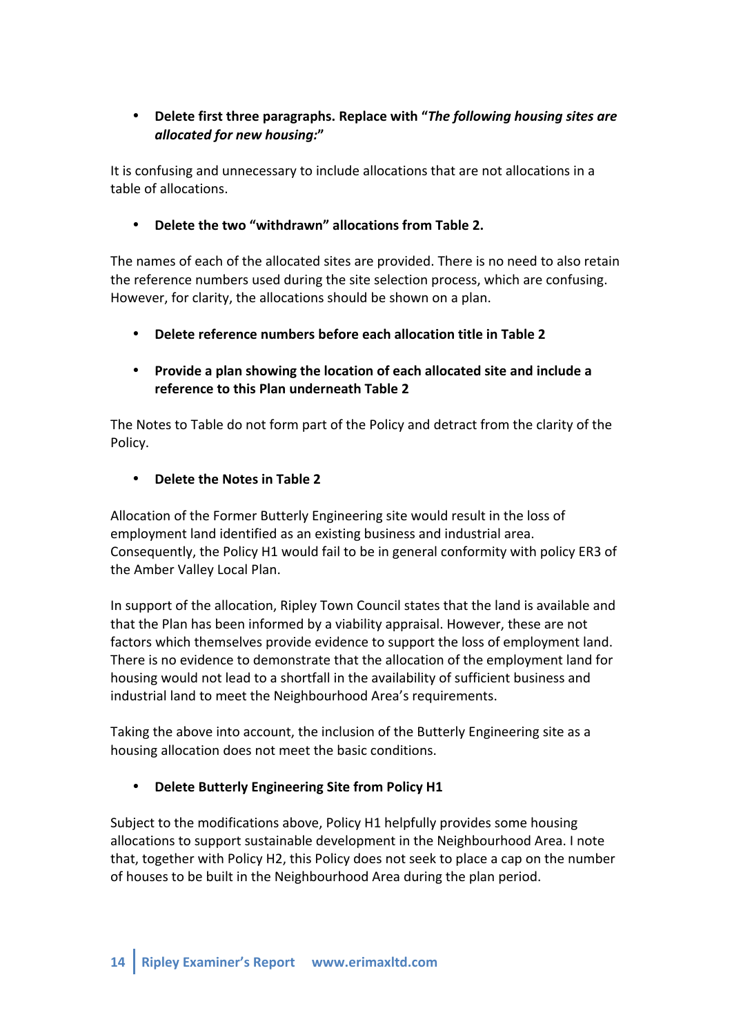- **Delete first three paragraphs. Replace with "*The following housing sites are allocated for new housing:*"**

It is confusing and unnecessary to include allocations that are not allocations in a table of allocations.

- **Delete the two "withdrawn" allocations from Table 2.**

The names of each of the allocated sites are provided. There is no need to also retain the reference numbers used during the site selection process, which are confusing. However, for clarity, the allocations should be shown on a plan.

- **Delete reference numbers before each allocation title in Table 2**

- **Provide a plan showing the location of each allocated site and include a reference to this Plan underneath Table 2**

The Notes to Table do not form part of the Policy and detract from the clarity of the Policy.

- **Delete the Notes in Table 2**

Allocation of the Former Butterly Engineering site would result in the loss of employment land identified as an existing business and industrial area. Consequently, the Policy H1 would fail to be in general conformity with policy ER3 of the Amber Valley Local Plan.

In support of the allocation, Ripley Town Council states that the land is available and that the Plan has been informed by a viability appraisal. However, these are not factors which themselves provide evidence to support the loss of employment land. There is no evidence to demonstrate that the allocation of the employment land for housing would not lead to a shortfall in the availability of sufficient business and industrial land to meet the Neighbourhood Area's requirements.

Taking the above into account, the inclusion of the Butterly Engineering site as a housing allocation does not meet the basic conditions.

- **Delete Butterly Engineering Site from Policy H1**

Subject to the modifications above, Policy H1 helpfully provides some housing allocations to support sustainable development in the Neighbourhood Area. I note that, together with Policy H2, this Policy does not seek to place a cap on the number of houses to be built in the Neighbourhood Area during the plan period.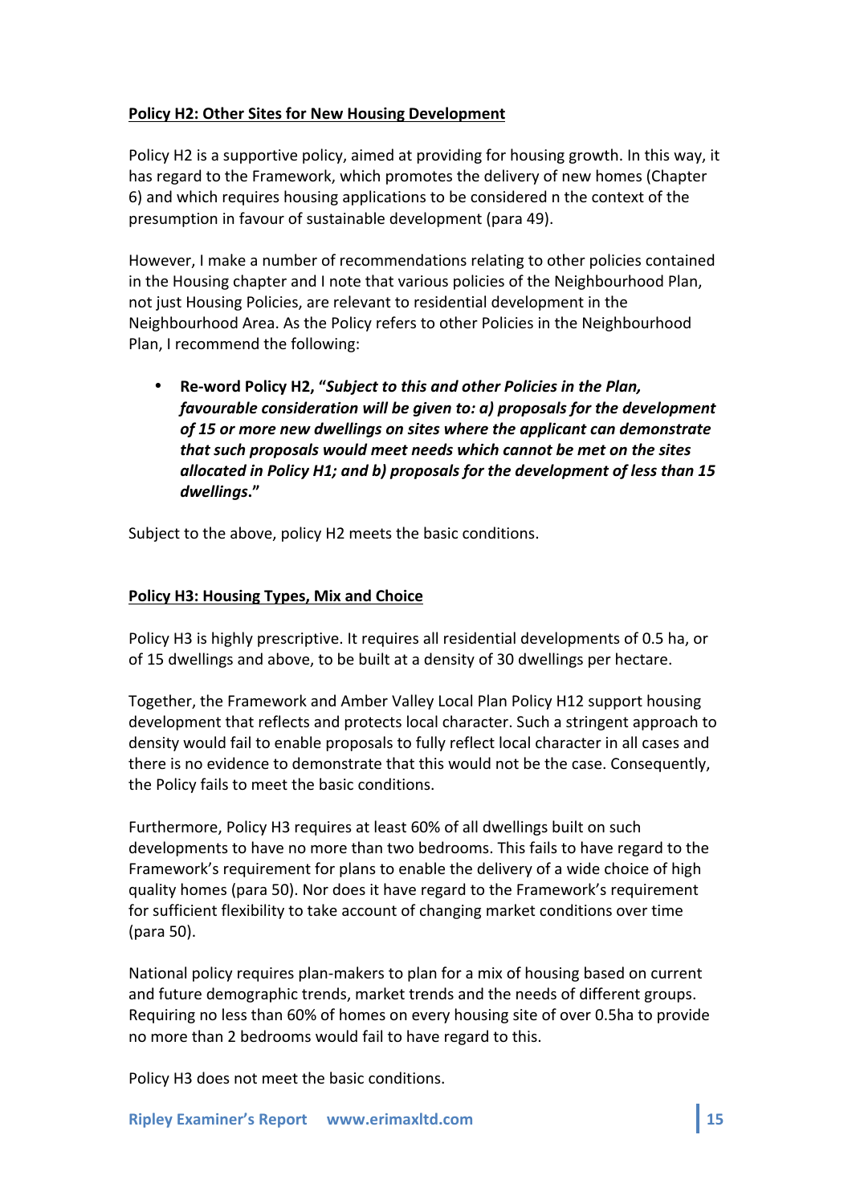**Policy H2: Other Sites for New Housing Development**

Policy H2 is a supportive policy, aimed at providing for housing growth. In this way, it has regard to the Framework, which promotes the delivery of new homes (Chapter 6) and which requires housing applications to be considered n the context of the presumption in favour of sustainable development (para 49).

However, I make a number of recommendations relating to other policies contained in the Housing chapter and I note that various policies of the Neighbourhood Plan, not just Housing Policies, are relevant to residential development in the Neighbourhood Area. As the Policy refers to other Policies in the Neighbourhood Plan, I recommend the following:

- **Re-word Policy H2, "*Subject to this and other Policies in the Plan, favourable consideration will be given to: a) proposals for the development of 15 or more new dwellings on sites where the applicant can demonstrate that such proposals would meet needs which cannot be met on the sites allocated in Policy H1; and b) proposals for the development of less than 15 dwellings*."**

Subject to the above, policy H2 meets the basic conditions.

**Policy H3: Housing Types, Mix and Choice**

Policy H3 is highly prescriptive. It requires all residential developments of 0.5 ha, or of 15 dwellings and above, to be built at a density of 30 dwellings per hectare.

Together, the Framework and Amber Valley Local Plan Policy H12 support housing development that reflects and protects local character. Such a stringent approach to density would fail to enable proposals to fully reflect local character in all cases and there is no evidence to demonstrate that this would not be the case. Consequently, the Policy fails to meet the basic conditions.

Furthermore, Policy H3 requires at least 60% of all dwellings built on such developments to have no more than two bedrooms. This fails to have regard to the Framework's requirement for plans to enable the delivery of a wide choice of high quality homes (para 50). Nor does it have regard to the Framework's requirement for sufficient flexibility to take account of changing market conditions over time (para 50).

National policy requires plan-makers to plan for a mix of housing based on current and future demographic trends, market trends and the needs of different groups. Requiring no less than 60% of homes on every housing site of over 0.5ha to provide no more than 2 bedrooms would fail to have regard to this.

Policy H3 does not meet the basic conditions.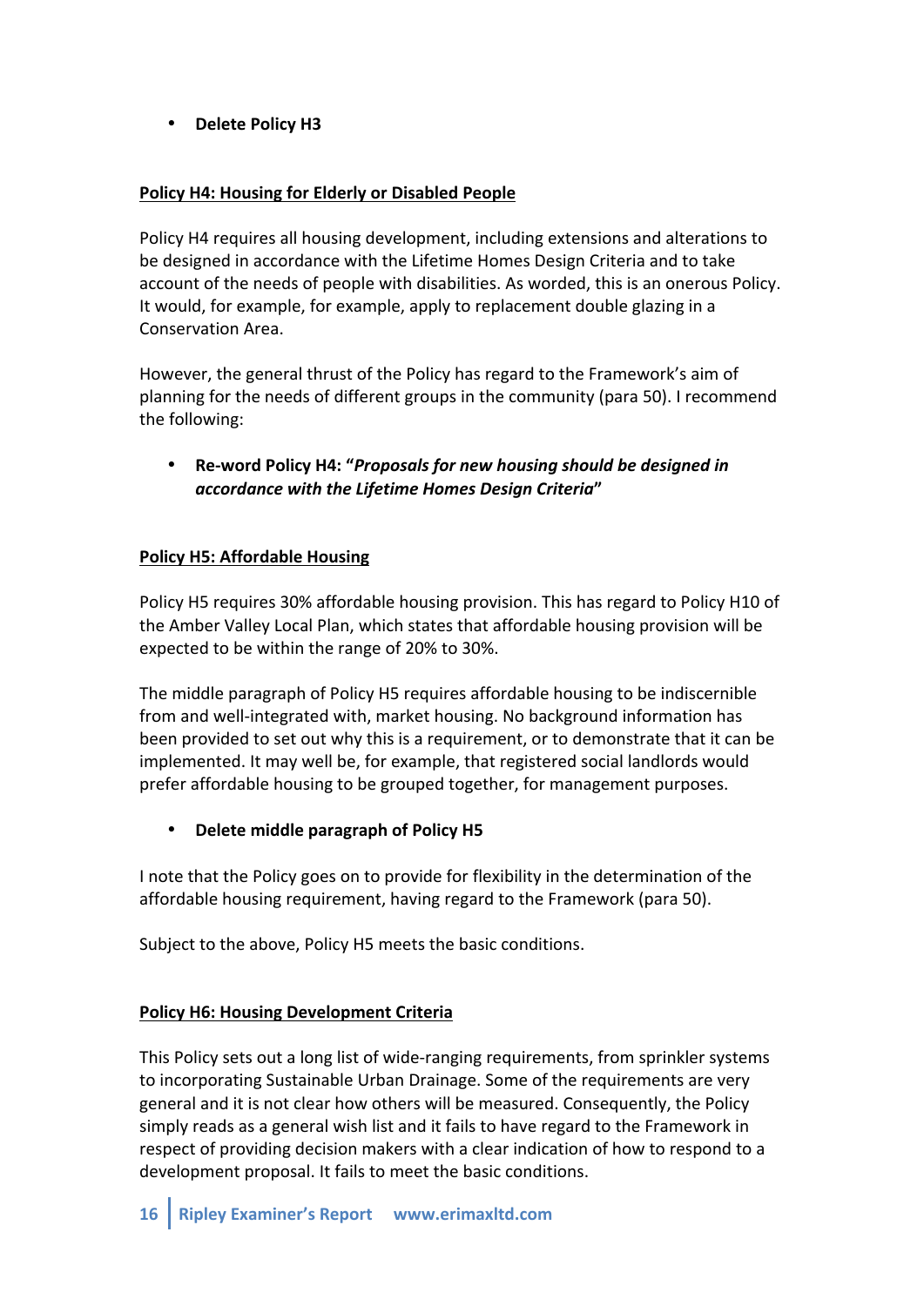- **Delete Policy H3**

**Policy H4: Housing for Elderly or Disabled People**

Policy H4 requires all housing development, including extensions and alterations to be designed in accordance with the Lifetime Homes Design Criteria and to take account of the needs of people with disabilities. As worded, this is an onerous Policy. It would, for example, for example, apply to replacement double glazing in a Conservation Area.

However, the general thrust of the Policy has regard to the Framework's aim of planning for the needs of different groups in the community (para 50). I recommend the following:

- **Re-word Policy H4: "*Proposals for new housing should be designed in accordance with the Lifetime Homes Design Criteria*"**

**Policy H5: Affordable Housing**

Policy H5 requires 30% affordable housing provision. This has regard to Policy H10 of the Amber Valley Local Plan, which states that affordable housing provision will be expected to be within the range of 20% to 30%.

The middle paragraph of Policy H5 requires affordable housing to be indiscernible from and well-integrated with, market housing. No background information has been provided to set out why this is a requirement, or to demonstrate that it can be implemented. It may well be, for example, that registered social landlords would prefer affordable housing to be grouped together, for management purposes.

- **Delete middle paragraph of Policy H5**

I note that the Policy goes on to provide for flexibility in the determination of the affordable housing requirement, having regard to the Framework (para 50).

Subject to the above, Policy H5 meets the basic conditions.

**Policy H6: Housing Development Criteria**

This Policy sets out a long list of wide-ranging requirements, from sprinkler systems to incorporating Sustainable Urban Drainage. Some of the requirements are very general and it is not clear how others will be measured. Consequently, the Policy simply reads as a general wish list and it fails to have regard to the Framework in respect of providing decision makers with a clear indication of how to respond to a development proposal. It fails to meet the basic conditions.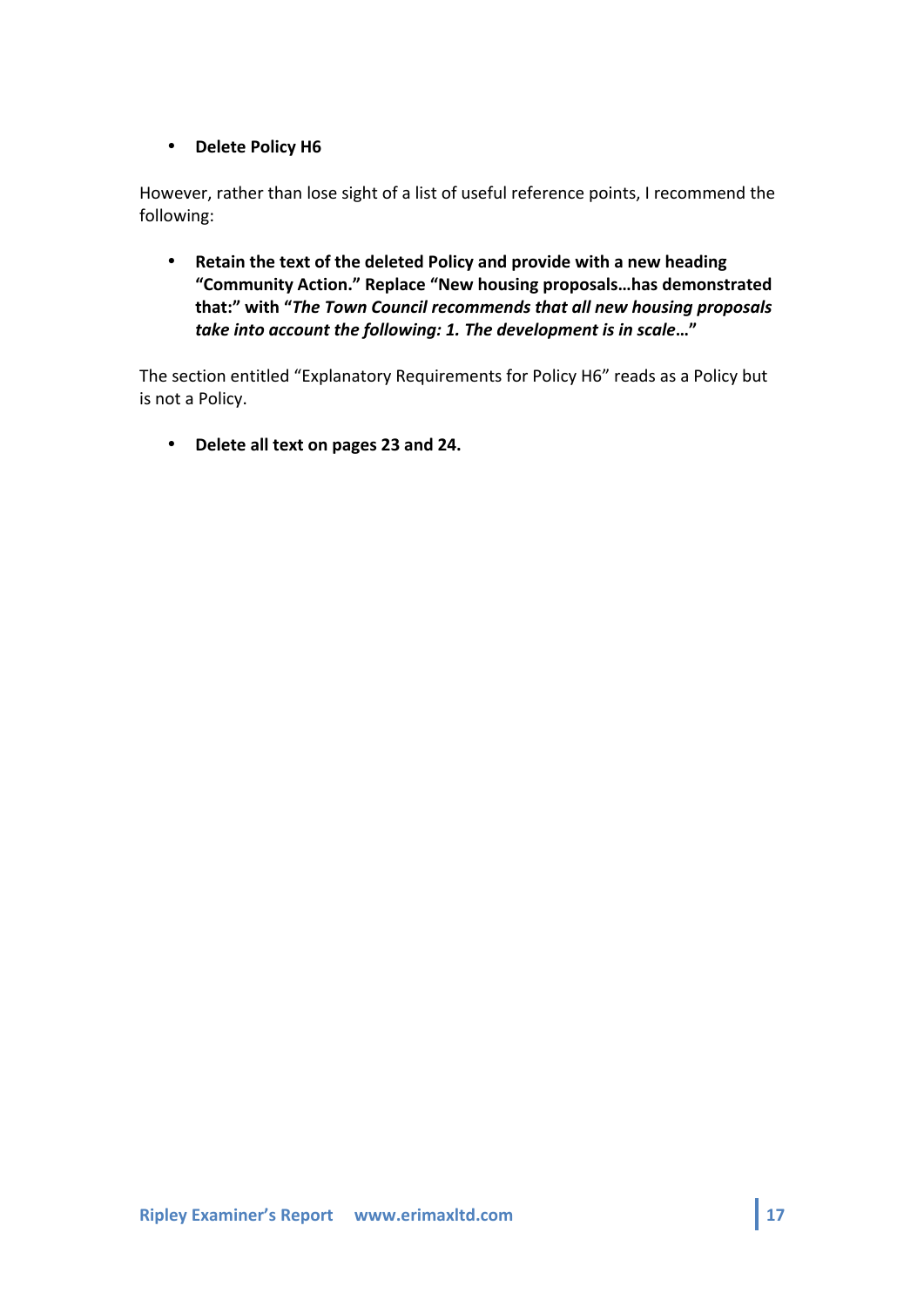- **Delete Policy H6**

However, rather than lose sight of a list of useful reference points, I recommend the following:

- **Retain the text of the deleted Policy and provide with a new heading "Community Action." Replace "New housing proposals…has demonstrated that:" with "*The Town Council recommends that all new housing proposals take into account the following: 1. The development is in scale*…"**

The section entitled "Explanatory Requirements for Policy H6" reads as a Policy but is not a Policy.

- **Delete all text on pages 23 and 24.**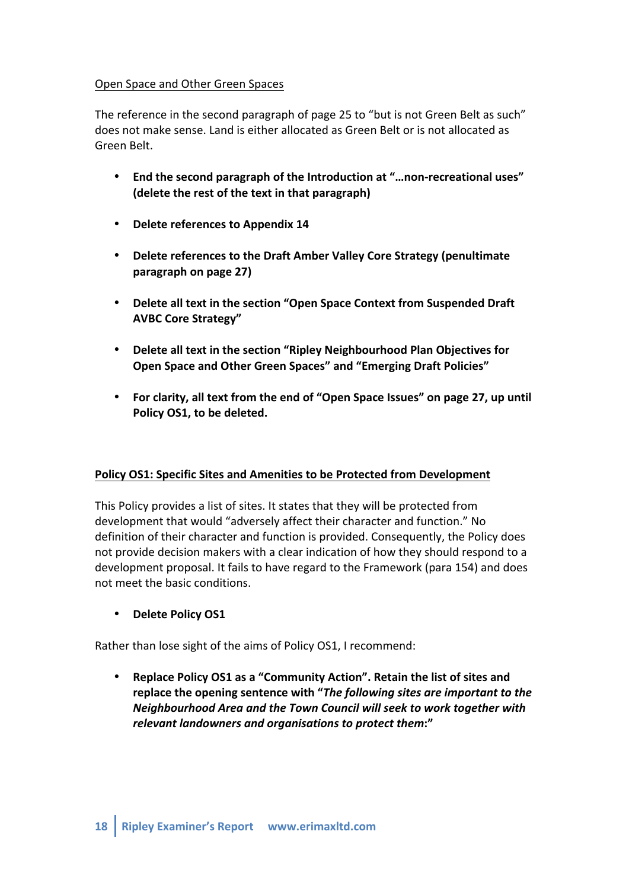Open Space and Other Green Spaces

The reference in the second paragraph of page 25 to "but is not Green Belt as such" does not make sense. Land is either allocated as Green Belt or is not allocated as Green Belt.

- **End the second paragraph of the Introduction at "…non-recreational uses" (delete the rest of the text in that paragraph)**

- **Delete references to Appendix 14**

- **Delete references to the Draft Amber Valley Core Strategy (penultimate paragraph on page 27)**

- **Delete all text in the section "Open Space Context from Suspended Draft AVBC Core Strategy"**

- **Delete all text in the section "Ripley Neighbourhood Plan Objectives for Open Space and Other Green Spaces" and "Emerging Draft Policies"**

- **For clarity, all text from the end of "Open Space Issues" on page 27, up until Policy OS1, to be deleted.**

## Policy OS1: Specific Sites and Amenities to be Protected from Development

This Policy provides a list of sites. It states that they will be protected from development that would "adversely affect their character and function." No definition of their character and function is provided. Consequently, the Policy does not provide decision makers with a clear indication of how they should respond to a development proposal. It fails to have regard to the Framework (para 154) and does not meet the basic conditions.

- **Delete Policy OS1**

Rather than lose sight of the aims of Policy OS1, I recommend:

- **Replace Policy OS1 as a "Community Action". Retain the list of sites and replace the opening sentence with "*The following sites are important to the Neighbourhood Area and the Town Council will seek to work together with relevant landowners and organisations to protect them*:"**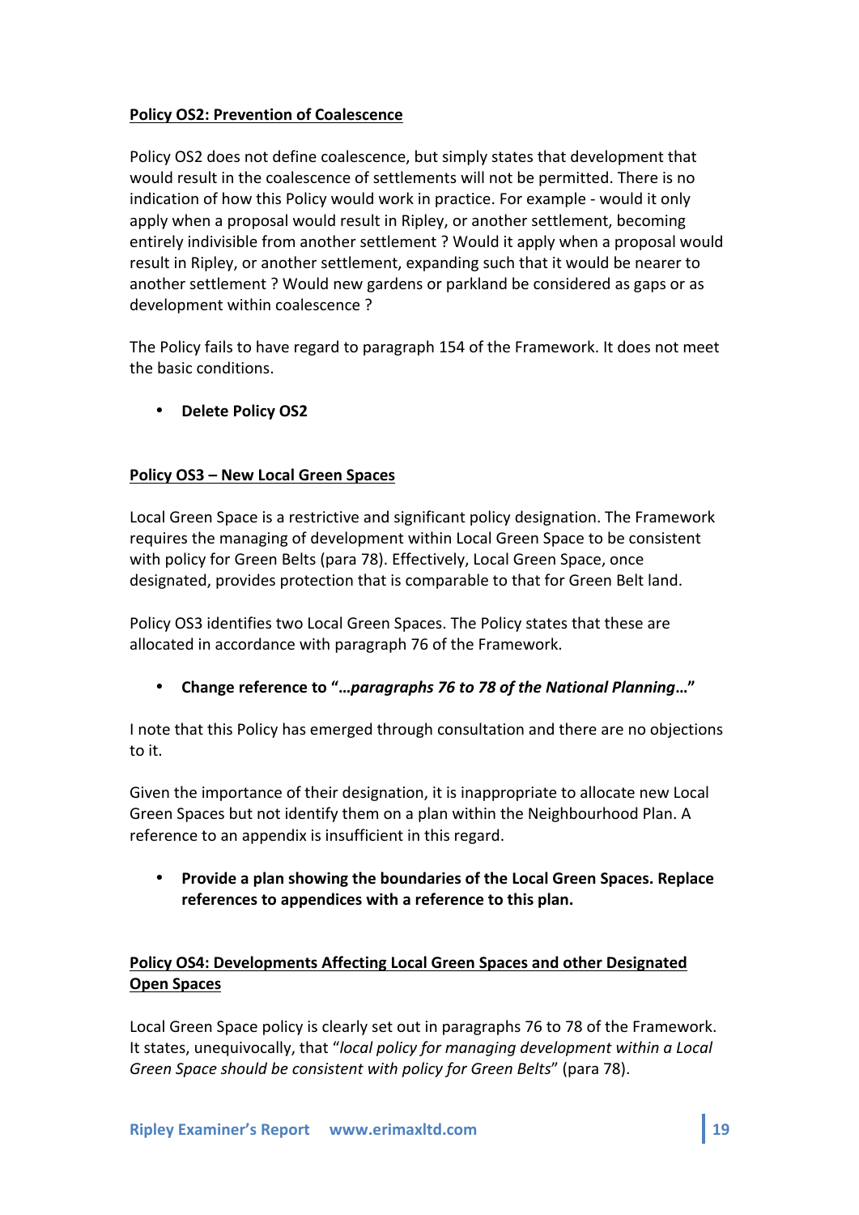**Policy OS2: Prevention of Coalescence**

Policy OS2 does not define coalescence, but simply states that development that would result in the coalescence of settlements will not be permitted. There is no indication of how this Policy would work in practice. For example - would it only apply when a proposal would result in Ripley, or another settlement, becoming entirely indivisible from another settlement ? Would it apply when a proposal would result in Ripley, or another settlement, expanding such that it would be nearer to another settlement ? Would new gardens or parkland be considered as gaps or as development within coalescence ?

The Policy fails to have regard to paragraph 154 of the Framework. It does not meet the basic conditions.

- **Delete Policy OS2**

**Policy OS3 – New Local Green Spaces**

Local Green Space is a restrictive and significant policy designation. The Framework requires the managing of development within Local Green Space to be consistent with policy for Green Belts (para 78). Effectively, Local Green Space, once designated, provides protection that is comparable to that for Green Belt land.

Policy OS3 identifies two Local Green Spaces. The Policy states that these are allocated in accordance with paragraph 76 of the Framework.

- **Change reference to "…*paragraphs 76 to 78 of the National Planning*…"**

I note that this Policy has emerged through consultation and there are no objections to it.

Given the importance of their designation, it is inappropriate to allocate new Local Green Spaces but not identify them on a plan within the Neighbourhood Plan. A reference to an appendix is insufficient in this regard.

- **Provide a plan showing the boundaries of the Local Green Spaces. Replace references to appendices with a reference to this plan.**

**Policy OS4: Developments Affecting Local Green Spaces and other Designated Open Spaces**

Local Green Space policy is clearly set out in paragraphs 76 to 78 of the Framework. It states, unequivocally, that "*local policy for managing development within a Local Green Space should be consistent with policy for Green Belts*" (para 78).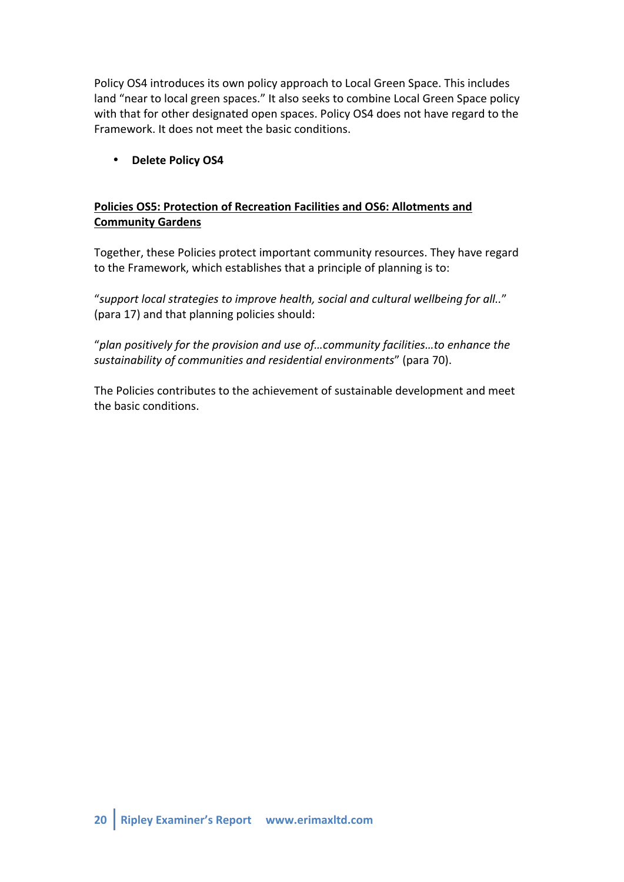Policy OS4 introduces its own policy approach to Local Green Space. This includes land "near to local green spaces." It also seeks to combine Local Green Space policy with that for other designated open spaces. Policy OS4 does not have regard to the Framework. It does not meet the basic conditions.

- **Delete Policy OS4**

**Policies OS5: Protection of Recreation Facilities and OS6: Allotments and Community Gardens**

Together, these Policies protect important community resources. They have regard to the Framework, which establishes that a principle of planning is to:

"*support local strategies to improve health, social and cultural wellbeing for all..*" (para 17) and that planning policies should:

"*plan positively for the provision and use of…community facilities…to enhance the sustainability of communities and residential environments*" (para 70).

The Policies contributes to the achievement of sustainable development and meet the basic conditions.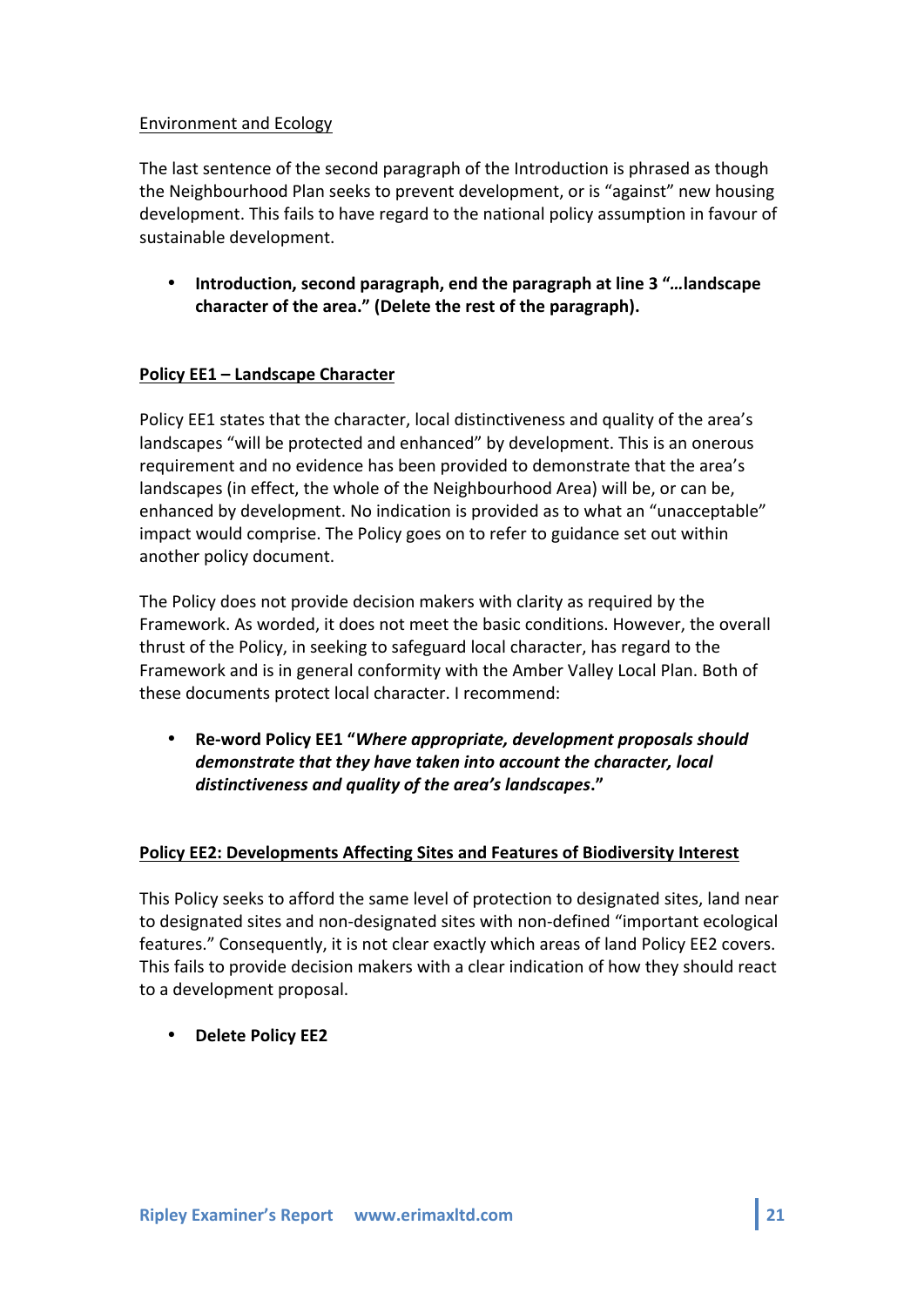Environment and Ecology

The last sentence of the second paragraph of the Introduction is phrased as though the Neighbourhood Plan seeks to prevent development, or is "against" new housing development. This fails to have regard to the national policy assumption in favour of sustainable development.

- **Introduction, second paragraph, end the paragraph at line 3 "…landscape character of the area." (Delete the rest of the paragraph).**

**Policy EE1 – Landscape Character**

Policy EE1 states that the character, local distinctiveness and quality of the area's landscapes "will be protected and enhanced" by development. This is an onerous requirement and no evidence has been provided to demonstrate that the area's landscapes (in effect, the whole of the Neighbourhood Area) will be, or can be, enhanced by development. No indication is provided as to what an "unacceptable" impact would comprise. The Policy goes on to refer to guidance set out within another policy document.

The Policy does not provide decision makers with clarity as required by the Framework. As worded, it does not meet the basic conditions. However, the overall thrust of the Policy, in seeking to safeguard local character, has regard to the Framework and is in general conformity with the Amber Valley Local Plan. Both of these documents protect local character. I recommend:

- **Re-word Policy EE1 "*Where appropriate, development proposals should demonstrate that they have taken into account the character, local distinctiveness and quality of the area's landscapes*."**

**Policy EE2: Developments Affecting Sites and Features of Biodiversity Interest**

This Policy seeks to afford the same level of protection to designated sites, land near to designated sites and non-designated sites with non-defined "important ecological features." Consequently, it is not clear exactly which areas of land Policy EE2 covers. This fails to provide decision makers with a clear indication of how they should react to a development proposal.

- **Delete Policy EE2**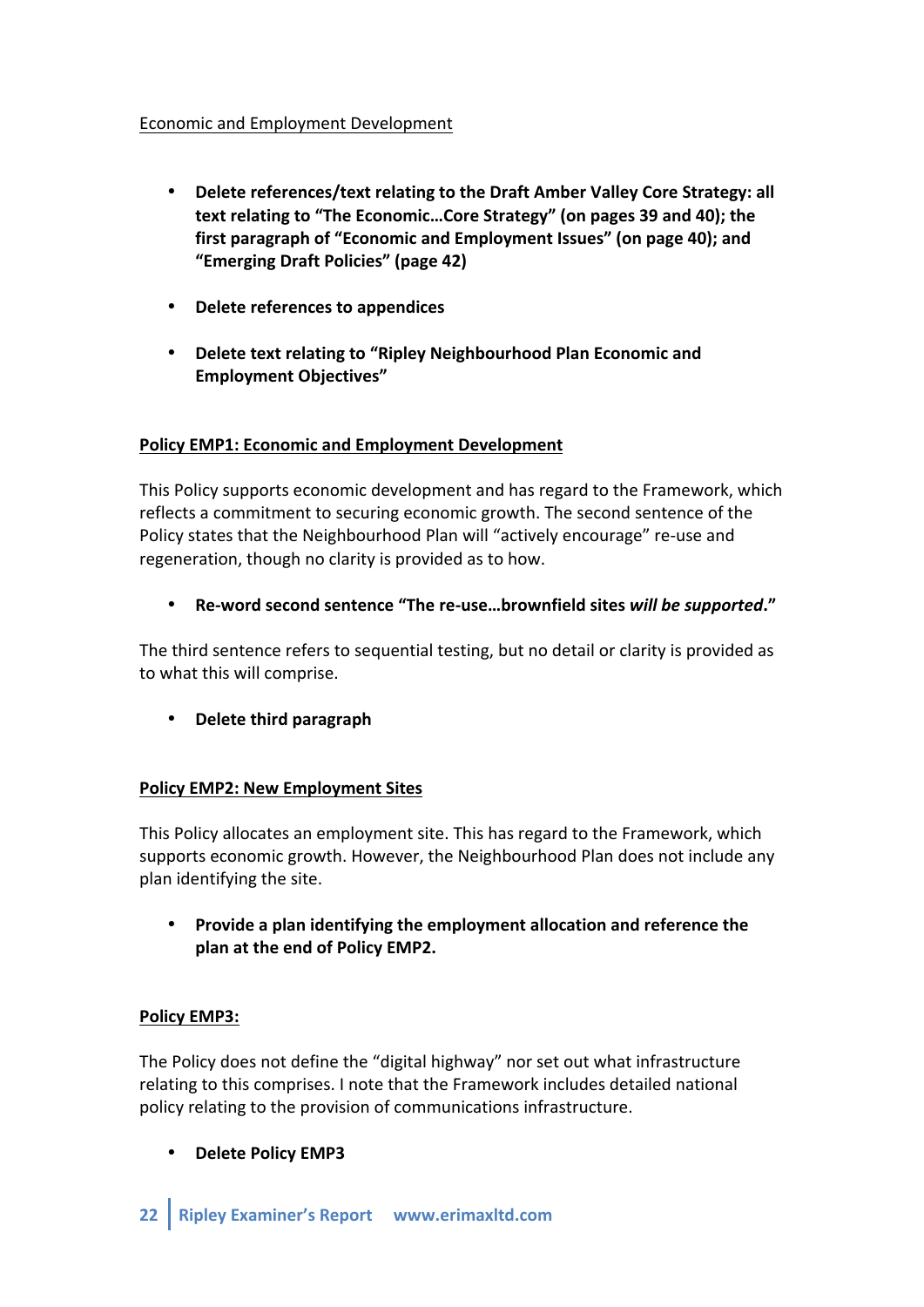<u>Economic and Employment Development</u>

- **Delete references/text relating to the Draft Amber Valley Core Strategy: all text relating to "The Economic…Core Strategy" (on pages 39 and 40); the first paragraph of "Economic and Employment Issues" (on page 40); and "Emerging Draft Policies" (page 42)**

- **Delete references to appendices**

- **Delete text relating to "Ripley Neighbourhood Plan Economic and Employment Objectives"**

**<u>Policy EMP1: Economic and Employment Development</u>**

This Policy supports economic development and has regard to the Framework, which reflects a commitment to securing economic growth. The second sentence of the Policy states that the Neighbourhood Plan will "actively encourage" re-use and regeneration, though no clarity is provided as to how.

- **Re-word second sentence "The re-use…brownfield sites *will be supported*."**

The third sentence refers to sequential testing, but no detail or clarity is provided as to what this will comprise.

- **Delete third paragraph**

**<u>Policy EMP2: New Employment Sites</u>**

This Policy allocates an employment site. This has regard to the Framework, which supports economic growth. However, the Neighbourhood Plan does not include any plan identifying the site.

- **Provide a plan identifying the employment allocation and reference the plan at the end of Policy EMP2.**

**<u>Policy EMP3:</u>**

The Policy does not define the "digital highway" nor set out what infrastructure relating to this comprises. I note that the Framework includes detailed national policy relating to the provision of communications infrastructure.

- **Delete Policy EMP3**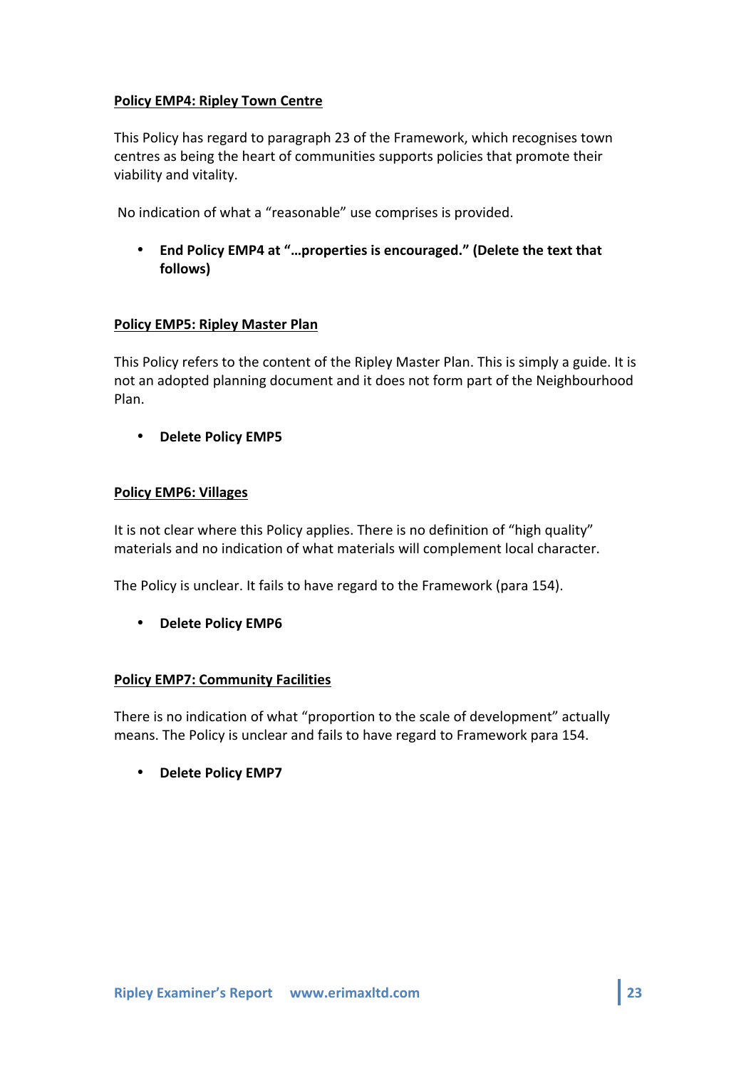**Policy EMP4: Ripley Town Centre**

This Policy has regard to paragraph 23 of the Framework, which recognises town centres as being the heart of communities supports policies that promote their viability and vitality.

No indication of what a "reasonable" use comprises is provided.

- **End Policy EMP4 at "…properties is encouraged." (Delete the text that follows)**

**Policy EMP5: Ripley Master Plan**

This Policy refers to the content of the Ripley Master Plan. This is simply a guide. It is not an adopted planning document and it does not form part of the Neighbourhood Plan.

- **Delete Policy EMP5**

**Policy EMP6: Villages**

It is not clear where this Policy applies. There is no definition of "high quality" materials and no indication of what materials will complement local character.

The Policy is unclear. It fails to have regard to the Framework (para 154).

- **Delete Policy EMP6**

**Policy EMP7: Community Facilities**

There is no indication of what "proportion to the scale of development" actually means. The Policy is unclear and fails to have regard to Framework para 154.

- **Delete Policy EMP7**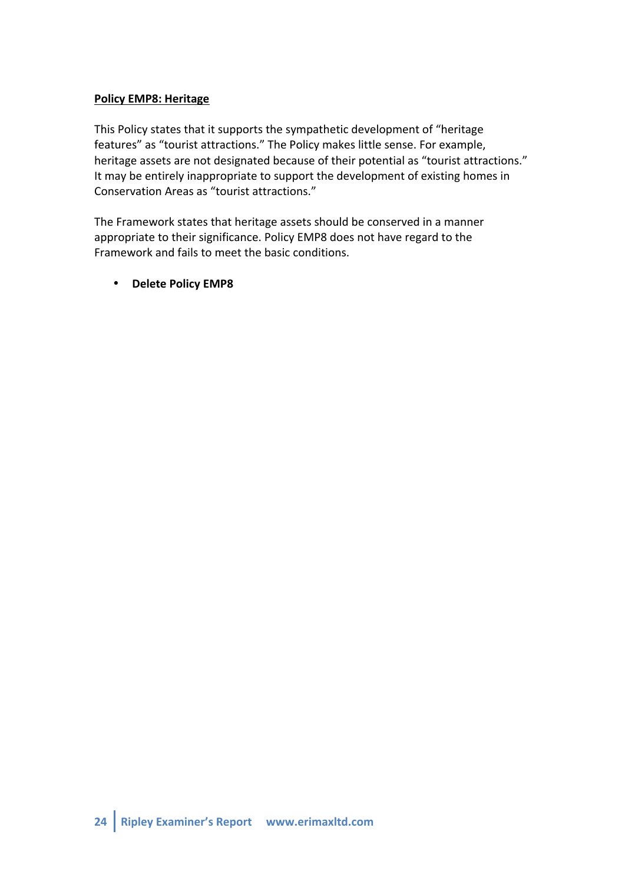**Policy EMP8: Heritage**

This Policy states that it supports the sympathetic development of "heritage features" as "tourist attractions." The Policy makes little sense. For example, heritage assets are not designated because of their potential as "tourist attractions." It may be entirely inappropriate to support the development of existing homes in Conservation Areas as "tourist attractions."

The Framework states that heritage assets should be conserved in a manner appropriate to their significance. Policy EMP8 does not have regard to the Framework and fails to meet the basic conditions.

- **Delete Policy EMP8**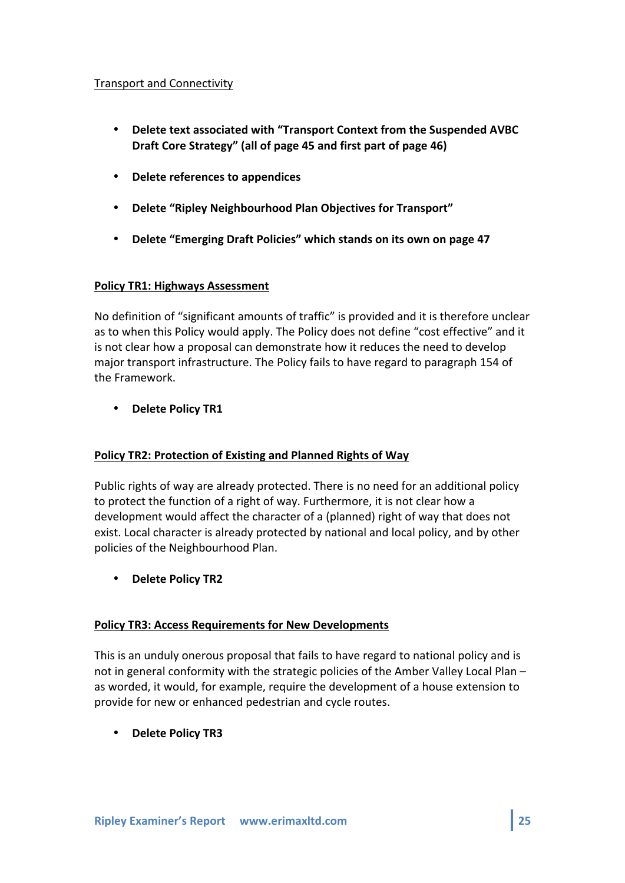Transport and Connectivity

- **Delete text associated with "Transport Context from the Suspended AVBC Draft Core Strategy" (all of page 45 and first part of page 46)**

- **Delete references to appendices**

- **Delete "Ripley Neighbourhood Plan Objectives for Transport"**

- **Delete "Emerging Draft Policies" which stands on its own on page 47**

**Policy TR1: Highways Assessment**

No definition of "significant amounts of traffic" is provided and it is therefore unclear as to when this Policy would apply. The Policy does not define "cost effective" and it is not clear how a proposal can demonstrate how it reduces the need to develop major transport infrastructure. The Policy fails to have regard to paragraph 154 of the Framework.

- **Delete Policy TR1**

**Policy TR2: Protection of Existing and Planned Rights of Way**

Public rights of way are already protected. There is no need for an additional policy to protect the function of a right of way. Furthermore, it is not clear how a development would affect the character of a (planned) right of way that does not exist. Local character is already protected by national and local policy, and by other policies of the Neighbourhood Plan.

- **Delete Policy TR2**

**Policy TR3: Access Requirements for New Developments**

This is an unduly onerous proposal that fails to have regard to national policy and is not in general conformity with the strategic policies of the Amber Valley Local Plan – as worded, it would, for example, require the development of a house extension to provide for new or enhanced pedestrian and cycle routes.

- **Delete Policy TR3**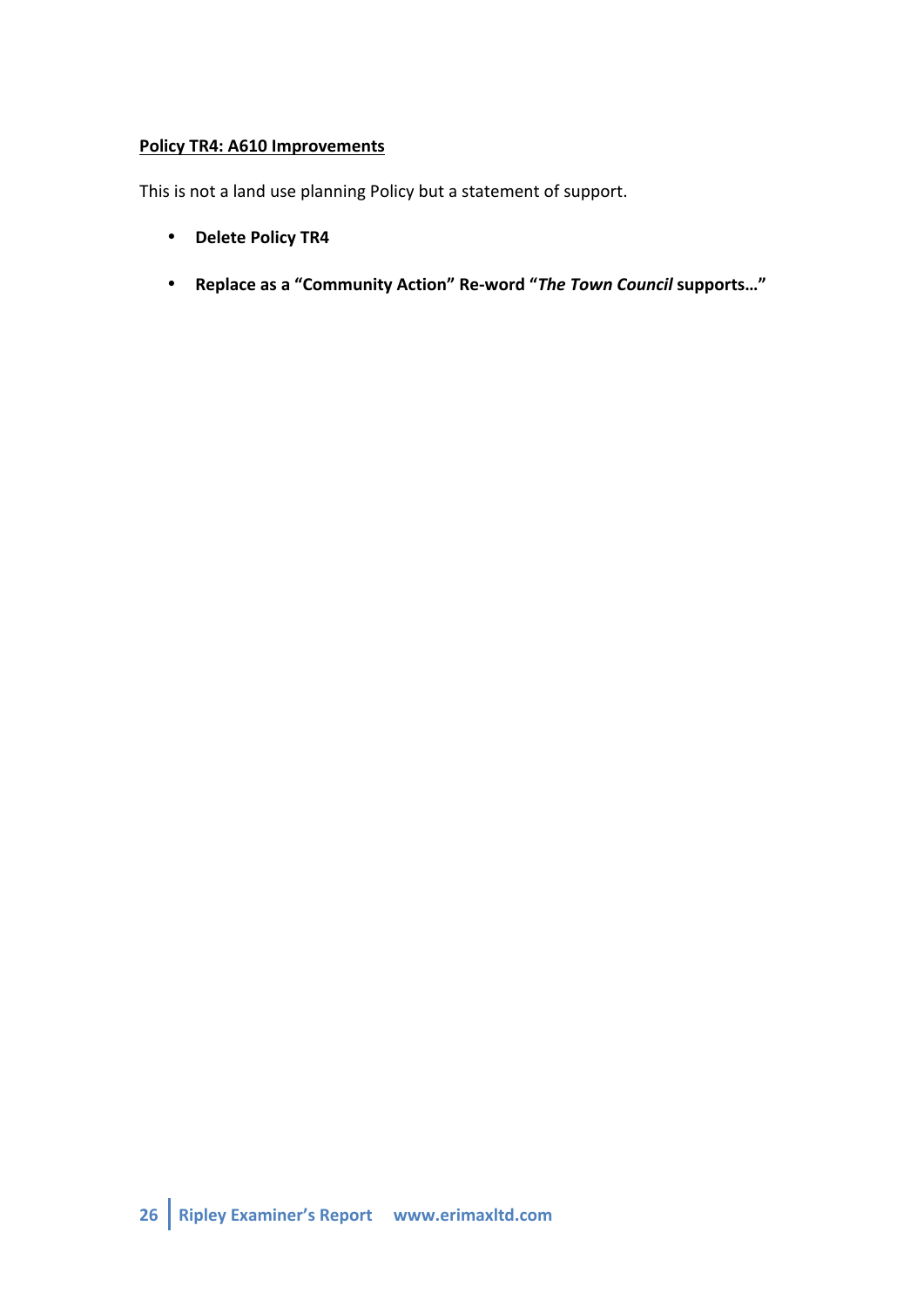**Policy TR4: A610 Improvements**

This is not a land use planning Policy but a statement of support.

- **Delete Policy TR4**
- **Replace as a "Community Action" Re-word "*The Town Council* supports…"**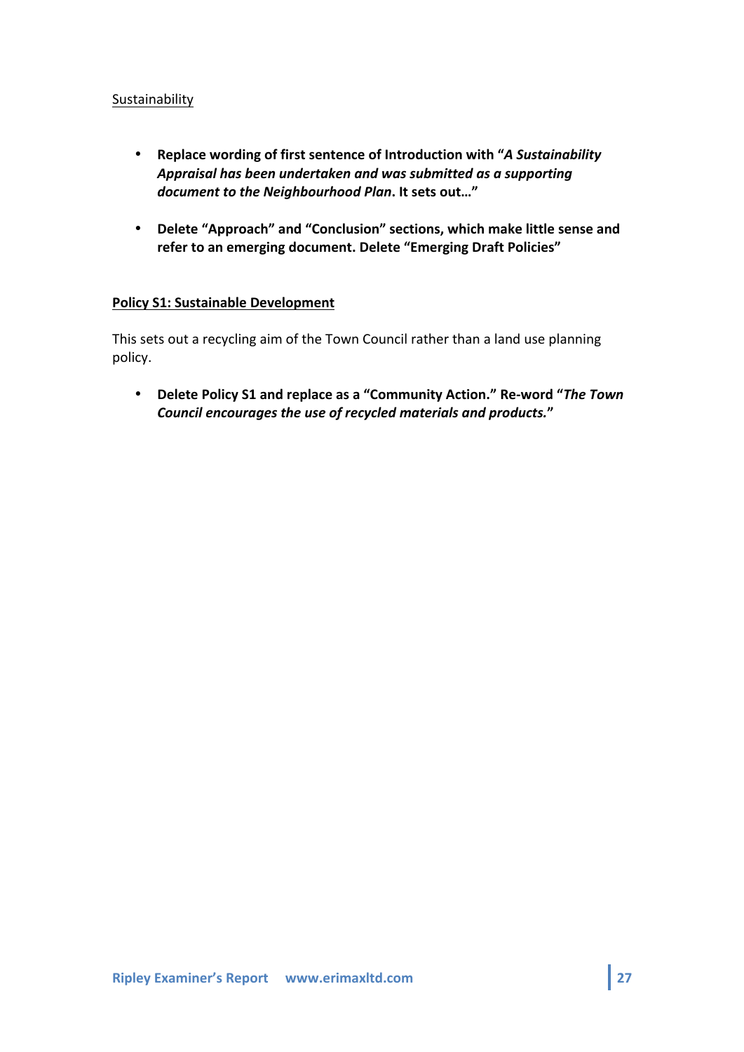Sustainability

- **Replace wording of first sentence of Introduction with "*A Sustainability Appraisal has been undertaken and was submitted as a supporting document to the Neighbourhood Plan*. It sets out…"**

- **Delete "Approach" and "Conclusion" sections, which make little sense and refer to an emerging document. Delete "Emerging Draft Policies"**

**Policy S1: Sustainable Development**

This sets out a recycling aim of the Town Council rather than a land use planning policy.

- **Delete Policy S1 and replace as a "Community Action." Re-word "*The Town Council encourages the use of recycled materials and products.*"**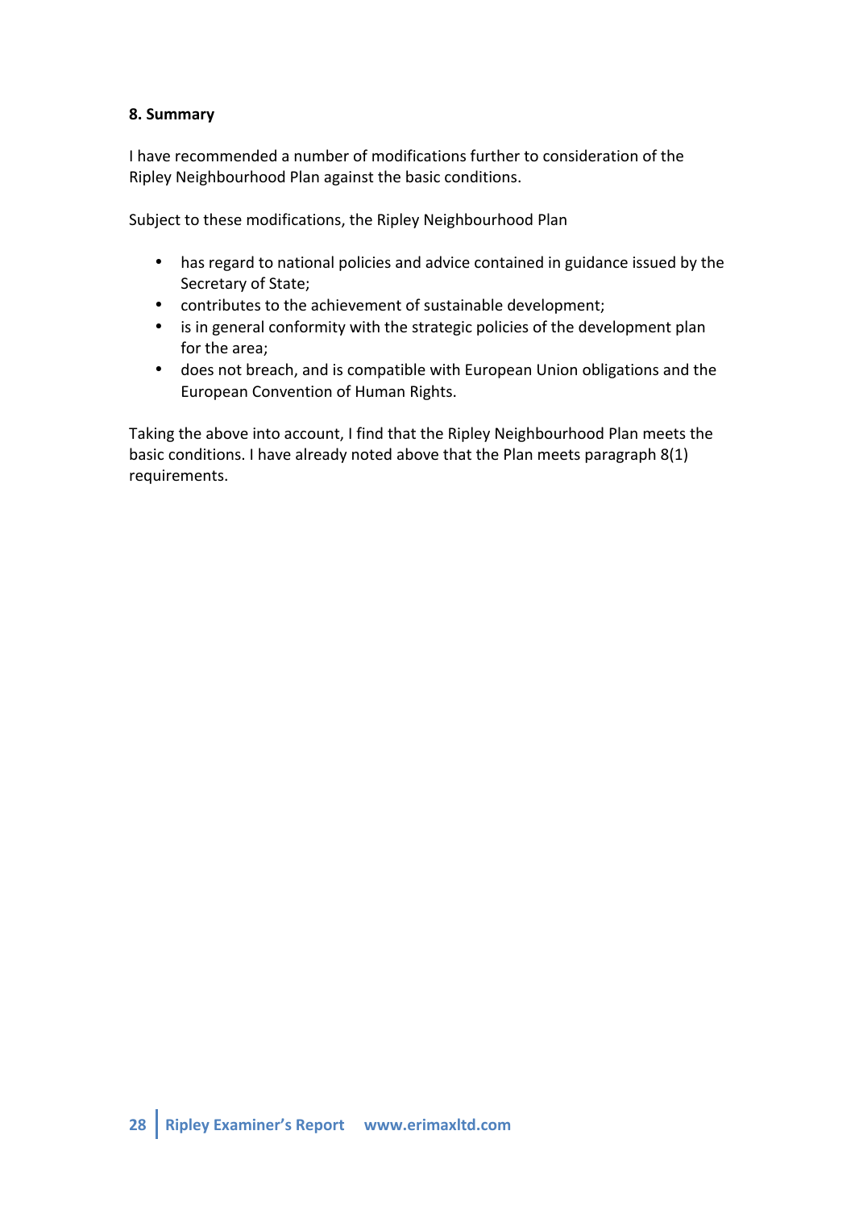## 8. Summary

I have recommended a number of modifications further to consideration of the Ripley Neighbourhood Plan against the basic conditions.

Subject to these modifications, the Ripley Neighbourhood Plan

- has regard to national policies and advice contained in guidance issued by the Secretary of State;
- contributes to the achievement of sustainable development;
- is in general conformity with the strategic policies of the development plan for the area;
- does not breach, and is compatible with European Union obligations and the European Convention of Human Rights.

Taking the above into account, I find that the Ripley Neighbourhood Plan meets the basic conditions. I have already noted above that the Plan meets paragraph 8(1) requirements.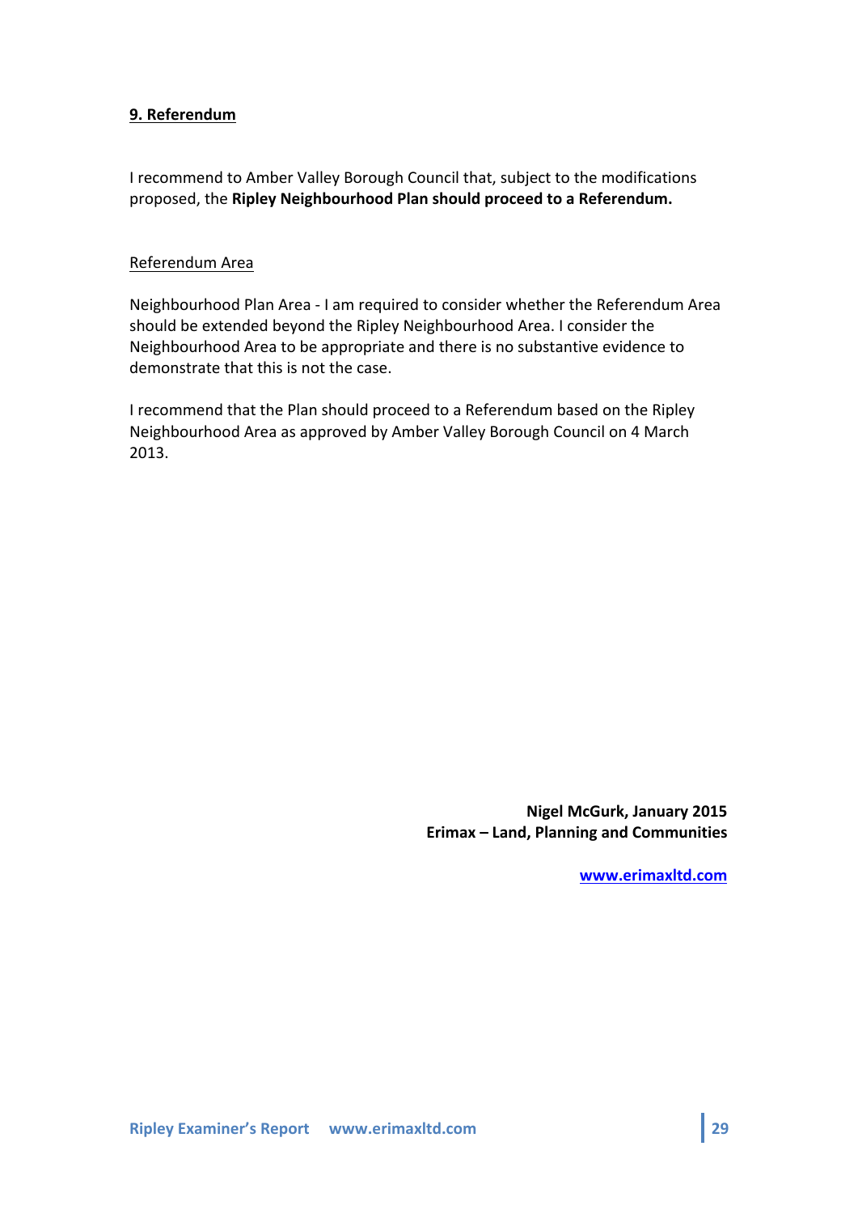## 9. Referendum

I recommend to Amber Valley Borough Council that, subject to the modifications proposed, the **Ripley Neighbourhood Plan should proceed to a Referendum.**

Referendum Area

Neighbourhood Plan Area - I am required to consider whether the Referendum Area should be extended beyond the Ripley Neighbourhood Area. I consider the Neighbourhood Area to be appropriate and there is no substantive evidence to demonstrate that this is not the case.

I recommend that the Plan should proceed to a Referendum based on the Ripley Neighbourhood Area as approved by Amber Valley Borough Council on 4 March 2013.

**Nigel McGurk, January 2015**
**Erimax – Land, Planning and Communities**

**www.erimaxltd.com**